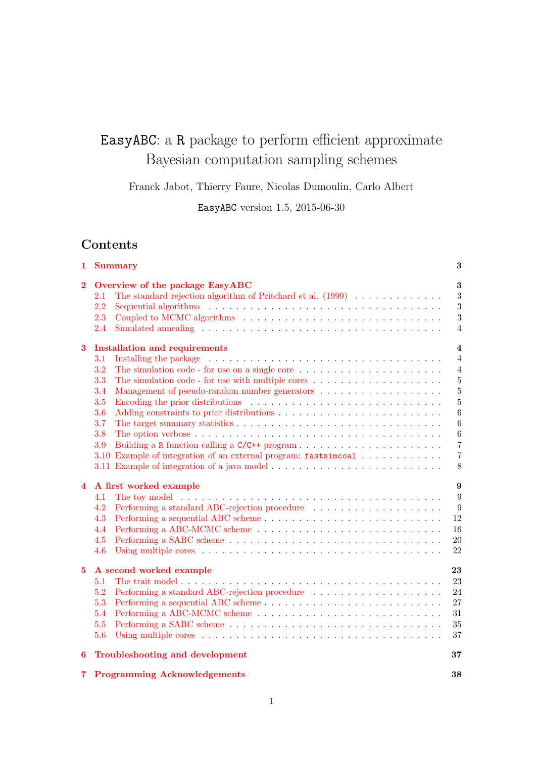# EasyABC: a R package to perform efficient approximate Bayesian computation sampling schemes

Franck Jabot, Thierry Faure, Nicolas Dumoulin, Carlo Albert

EasyABC version 1.5, 2015-06-30

## Contents

- **1 Summary** — 3
- **2 Overview of the package EasyABC** — 3
  - 2.1 The standard rejection algorithm of Pritchard et al. (1999) — 3
  - 2.2 Sequential algorithms — 3
  - 2.3 Coupled to MCMC algorithms — 3
  - 2.4 Simulated annealing — 4
- **3 Installation and requirements** — 4
  - 3.1 Installing the package — 4
  - 3.2 The simulation code - for use on a single core — 4
  - 3.3 The simulation code - for use with multiple cores — 5
  - 3.4 Management of pseudo-random number generators — 5
  - 3.5 Encoding the prior distributions — 5
  - 3.6 Adding constraints to prior distributions — 6
  - 3.7 The target summary statistics — 6
  - 3.8 The option verbose — 6
  - 3.9 Building a R function calling a C/C++ program — 7
  - 3.10 Example of integration of an external program: fastsimcoal — 7
  - 3.11 Example of integration of a java model — 8
- **4 A first worked example** — 9
  - 4.1 The toy model — 9
  - 4.2 Performing a standard ABC-rejection procedure — 9
  - 4.3 Performing a sequential ABC scheme — 12
  - 4.4 Performing a ABC-MCMC scheme — 16
  - 4.5 Performing a SABC scheme — 20
  - 4.6 Using multiple cores — 22
- **5 A second worked example** — 23
  - 5.1 The trait model — 23
  - 5.2 Performing a standard ABC-rejection procedure — 24
  - 5.3 Performing a sequential ABC scheme — 27
  - 5.4 Performing a ABC-MCMC scheme — 31
  - 5.5 Performing a SABC scheme — 35
  - 5.6 Using multiple cores — 37
- **6 Troubleshooting and development** — 37
- **7 Programming Acknowledgements** — 38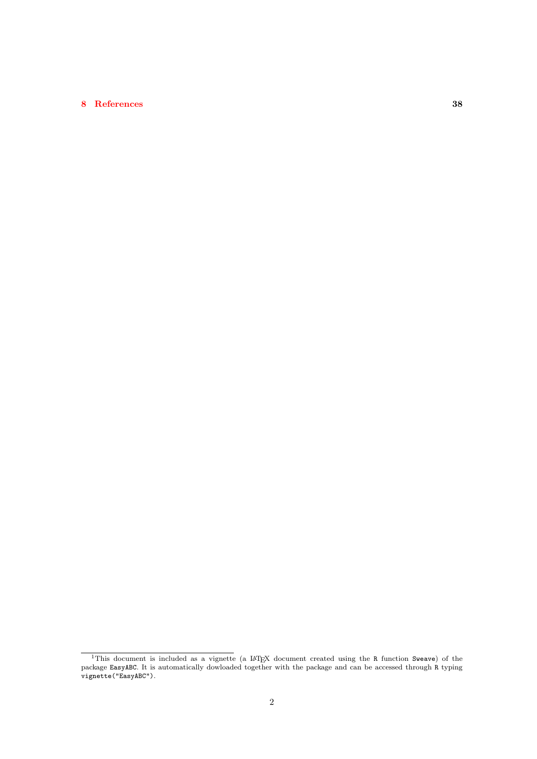**8 References 38**

---

[1]This document is included as a vignette (a LaTeX document created using the `R` function `Sweave`) of the package `EasyABC`. It is automatically dowloaded together with the package and can be accessed through `R` typing `vignette("EasyABC")`.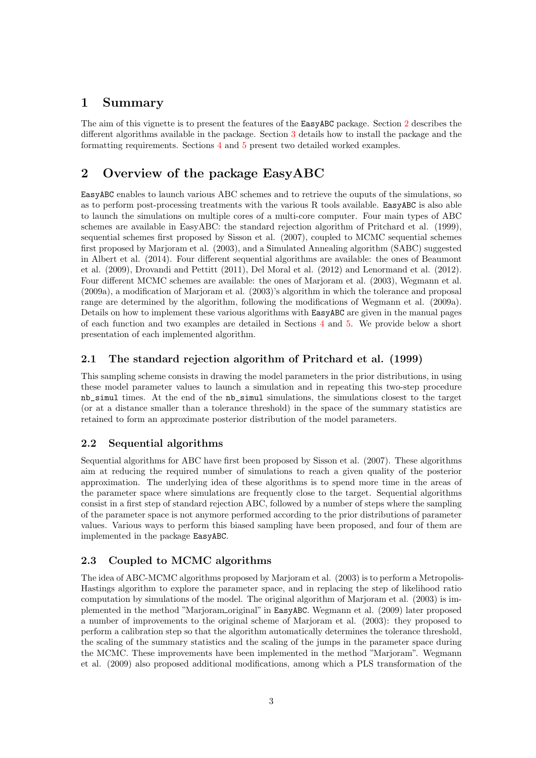# 1 Summary

The aim of this vignette is to present the features of the EasyABC package. Section 2 describes the different algorithms available in the package. Section 3 details how to install the package and the formatting requirements. Sections 4 and 5 present two detailed worked examples.

# 2 Overview of the package EasyABC

EasyABC enables to launch various ABC schemes and to retrieve the ouputs of the simulations, so as to perform post-processing treatments with the various R tools available. EasyABC is also able to launch the simulations on multiple cores of a multi-core computer. Four main types of ABC schemes are available in EasyABC: the standard rejection algorithm of Pritchard et al. (1999), sequential schemes first proposed by Sisson et al. (2007), coupled to MCMC sequential schemes first proposed by Marjoram et al. (2003), and a Simulated Annealing algorithm (SABC) suggested in Albert et al. (2014). Four different sequential algorithms are available: the ones of Beaumont et al. (2009), Drovandi and Pettitt (2011), Del Moral et al. (2012) and Lenormand et al. (2012). Four different MCMC schemes are available: the ones of Marjoram et al. (2003), Wegmann et al. (2009a), a modification of Marjoram et al. (2003)'s algorithm in which the tolerance and proposal range are determined by the algorithm, following the modifications of Wegmann et al. (2009a). Details on how to implement these various algorithms with EasyABC are given in the manual pages of each function and two examples are detailed in Sections 4 and 5. We provide below a short presentation of each implemented algorithm.

## 2.1 The standard rejection algorithm of Pritchard et al. (1999)

This sampling scheme consists in drawing the model parameters in the prior distributions, in using these model parameter values to launch a simulation and in repeating this two-step procedure nb_simul times. At the end of the nb_simul simulations, the simulations closest to the target (or at a distance smaller than a tolerance threshold) in the space of the summary statistics are retained to form an approximate posterior distribution of the model parameters.

## 2.2 Sequential algorithms

Sequential algorithms for ABC have first been proposed by Sisson et al. (2007). These algorithms aim at reducing the required number of simulations to reach a given quality of the posterior approximation. The underlying idea of these algorithms is to spend more time in the areas of the parameter space where simulations are frequently close to the target. Sequential algorithms consist in a first step of standard rejection ABC, followed by a number of steps where the sampling of the parameter space is not anymore performed according to the prior distributions of parameter values. Various ways to perform this biased sampling have been proposed, and four of them are implemented in the package EasyABC.

## 2.3 Coupled to MCMC algorithms

The idea of ABC-MCMC algorithms proposed by Marjoram et al. (2003) is to perform a Metropolis-Hastings algorithm to explore the parameter space, and in replacing the step of likelihood ratio computation by simulations of the model. The original algorithm of Marjoram et al. (2003) is implemented in the method "Marjoram_original" in EasyABC. Wegmann et al. (2009) later proposed a number of improvements to the original scheme of Marjoram et al. (2003): they proposed to perform a calibration step so that the algorithm automatically determines the tolerance threshold, the scaling of the summary statistics and the scaling of the jumps in the parameter space during the MCMC. These improvements have been implemented in the method "Marjoram". Wegmann et al. (2009) also proposed additional modifications, among which a PLS transformation of the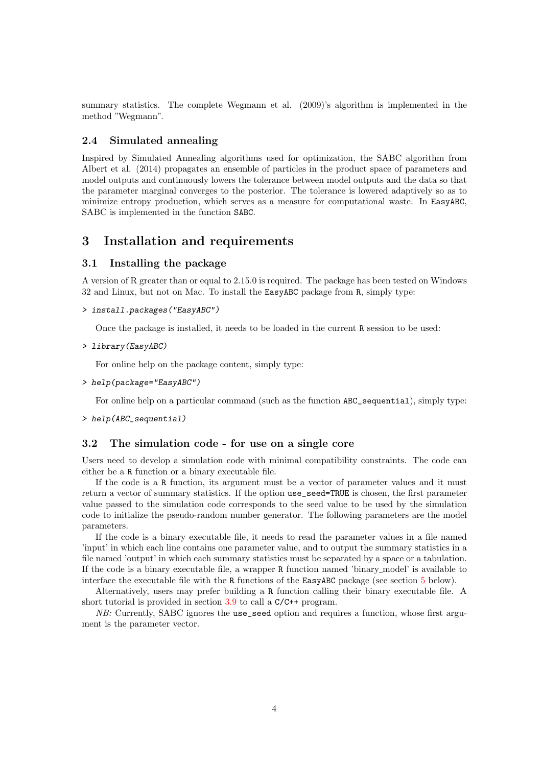summary statistics. The complete Wegmann et al. (2009)'s algorithm is implemented in the method "Wegmann".

### 2.4 Simulated annealing

Inspired by Simulated Annealing algorithms used for optimization, the SABC algorithm from Albert et al. (2014) propagates an ensemble of particles in the product space of parameters and model outputs and continuously lowers the tolerance between model outputs and the data so that the parameter marginal converges to the posterior. The tolerance is lowered adaptively so as to minimize entropy production, which serves as a measure for computational waste. In `EasyABC`, SABC is implemented in the function `SABC`.

## 3 Installation and requirements

### 3.1 Installing the package

A version of R greater than or equal to 2.15.0 is required. The package has been tested on Windows 32 and Linux, but not on Mac. To install the `EasyABC` package from `R`, simply type:

```
> install.packages("EasyABC")
```

Once the package is installed, it needs to be loaded in the current `R` session to be used:

```
> library(EasyABC)
```

For online help on the package content, simply type:

```
> help(package="EasyABC")
```

For online help on a particular command (such as the function `ABC_sequential`), simply type:

```
> help(ABC_sequential)
```

### 3.2 The simulation code - for use on a single core

Users need to develop a simulation code with minimal compatibility constraints. The code can either be a `R` function or a binary executable file.

If the code is a `R` function, its argument must be a vector of parameter values and it must return a vector of summary statistics. If the option `use_seed=TRUE` is chosen, the first parameter value passed to the simulation code corresponds to the seed value to be used by the simulation code to initialize the pseudo-random number generator. The following parameters are the model parameters.

If the code is a binary executable file, it needs to read the parameter values in a file named 'input' in which each line contains one parameter value, and to output the summary statistics in a file named 'output' in which each summary statistics must be separated by a space or a tabulation. If the code is a binary executable file, a wrapper `R` function named 'binary_model' is available to interface the executable file with the `R` functions of the `EasyABC` package (see section 5 below).

Alternatively, users may prefer building a `R` function calling their binary executable file. A short tutorial is provided in section 3.9 to call a `C/C++` program.

*NB:* Currently, SABC ignores the `use_seed` option and requires a function, whose first argument is the parameter vector.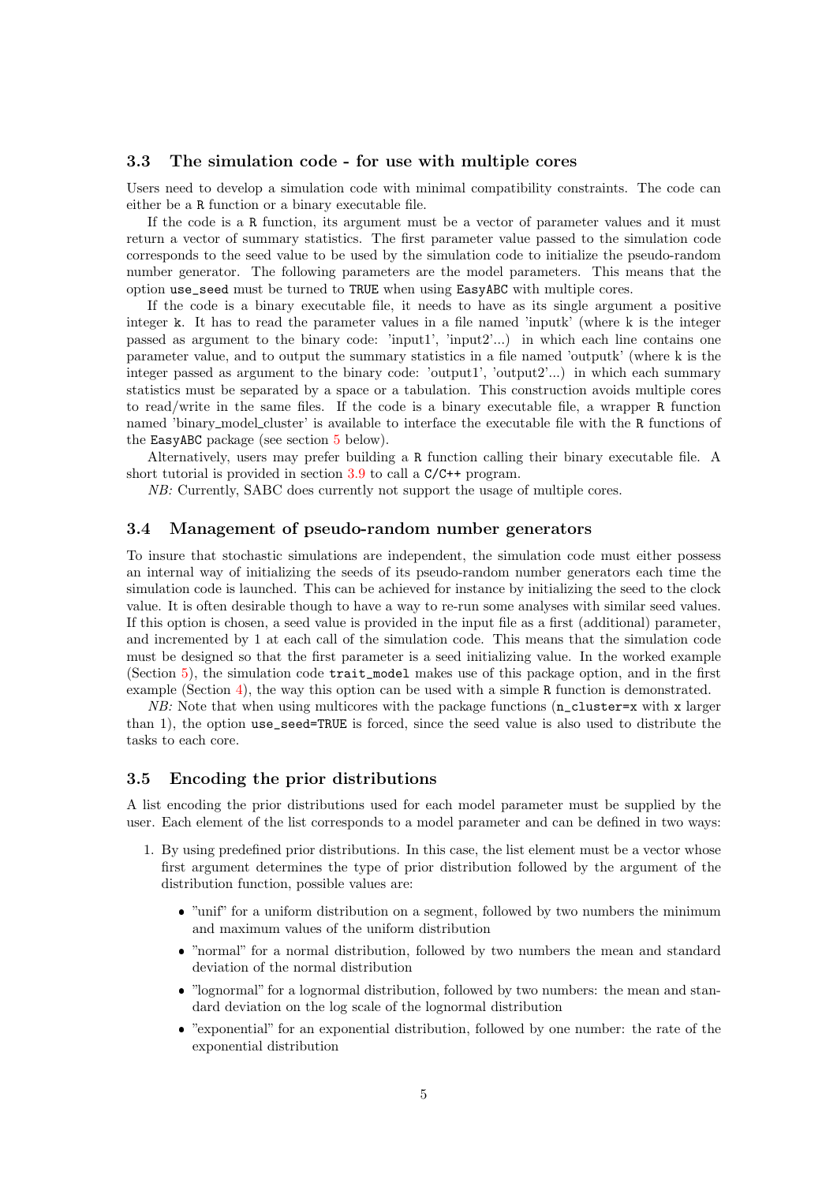### 3.3 The simulation code - for use with multiple cores

Users need to develop a simulation code with minimal compatibility constraints. The code can either be a R function or a binary executable file.

If the code is a R function, its argument must be a vector of parameter values and it must return a vector of summary statistics. The first parameter value passed to the simulation code corresponds to the seed value to be used by the simulation code to initialize the pseudo-random number generator. The following parameters are the model parameters. This means that the option `use_seed` must be turned to `TRUE` when using `EasyABC` with multiple cores.

If the code is a binary executable file, it needs to have as its single argument a positive integer `k`. It has to read the parameter values in a file named 'inputk' (where k is the integer passed as argument to the binary code: 'input1', 'input2'...) in which each line contains one parameter value, and to output the summary statistics in a file named 'outputk' (where k is the integer passed as argument to the binary code: 'output1', 'output2'...) in which each summary statistics must be separated by a space or a tabulation. This construction avoids multiple cores to read/write in the same files. If the code is a binary executable file, a wrapper R function named 'binary_model_cluster' is available to interface the executable file with the R functions of the `EasyABC` package (see section 5 below).

Alternatively, users may prefer building a R function calling their binary executable file. A short tutorial is provided in section 3.9 to call a `C/C++` program.

*NB:* Currently, SABC does currently not support the usage of multiple cores.

### 3.4 Management of pseudo-random number generators

To insure that stochastic simulations are independent, the simulation code must either possess an internal way of initializing the seeds of its pseudo-random number generators each time the simulation code is launched. This can be achieved for instance by initializing the seed to the clock value. It is often desirable though to have a way to re-run some analyses with similar seed values. If this option is chosen, a seed value is provided in the input file as a first (additional) parameter, and incremented by 1 at each call of the simulation code. This means that the simulation code must be designed so that the first parameter is a seed initializing value. In the worked example (Section 5), the simulation code `trait_model` makes use of this package option, and in the first example (Section 4), the way this option can be used with a simple R function is demonstrated.

*NB:* Note that when using multicores with the package functions (`n_cluster=x` with `x` larger than 1), the option `use_seed=TRUE` is forced, since the seed value is also used to distribute the tasks to each core.

### 3.5 Encoding the prior distributions

A list encoding the prior distributions used for each model parameter must be supplied by the user. Each element of the list corresponds to a model parameter and can be defined in two ways:

1. By using predefined prior distributions. In this case, the list element must be a vector whose first argument determines the type of prior distribution followed by the argument of the distribution function, possible values are:
   - "unif" for a uniform distribution on a segment, followed by two numbers the minimum and maximum values of the uniform distribution
   - "normal" for a normal distribution, followed by two numbers the mean and standard deviation of the normal distribution
   - "lognormal" for a lognormal distribution, followed by two numbers: the mean and standard deviation on the log scale of the lognormal distribution
   - "exponential" for an exponential distribution, followed by one number: the rate of the exponential distribution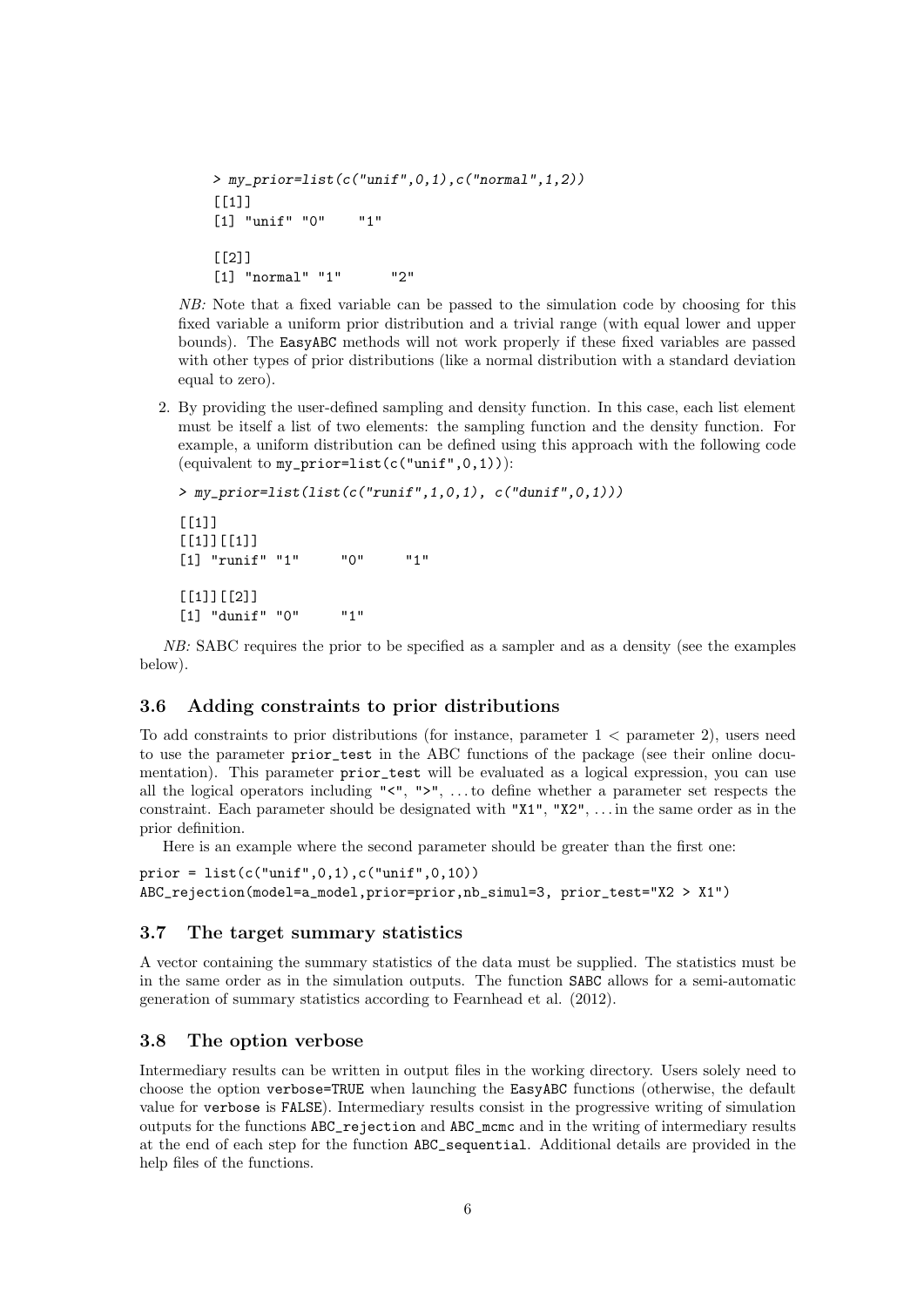```
> my_prior=list(c("unif",0,1),c("normal",1,2))
[[1]]
[1] "unif" "0"    "1"

[[2]]
[1] "normal" "1"      "2"
```

*NB:* Note that a fixed variable can be passed to the simulation code by choosing for this fixed variable a uniform prior distribution and a trivial range (with equal lower and upper bounds). The EasyABC methods will not work properly if these fixed variables are passed with other types of prior distributions (like a normal distribution with a standard deviation equal to zero).

2. By providing the user-defined sampling and density function. In this case, each list element must be itself a list of two elements: the sampling function and the density function. For example, a uniform distribution can be defined using this approach with the following code (equivalent to `my_prior=list(c("unif",0,1))`):

```
> my_prior=list(list(c("runif",1,0,1), c("dunif",0,1)))

[[1]]
[[1]][[1]]
[1] "runif" "1"     "0"     "1"

[[1]][[2]]
[1] "dunif" "0"     "1"
```

*NB:* SABC requires the prior to be specified as a sampler and as a density (see the examples below).

### 3.6 Adding constraints to prior distributions

To add constraints to prior distributions (for instance, parameter 1 < parameter 2), users need to use the parameter `prior_test` in the ABC functions of the package (see their online documentation). This parameter `prior_test` will be evaluated as a logical expression, you can use all the logical operators including "<", ">", ... to define whether a parameter set respects the constraint. Each parameter should be designated with "X1", "X2", ... in the same order as in the prior definition.

Here is an example where the second parameter should be greater than the first one:

```
prior = list(c("unif",0,1),c("unif",0,10))
ABC_rejection(model=a_model,prior=prior,nb_simul=3, prior_test="X2 > X1")
```

### 3.7 The target summary statistics

A vector containing the summary statistics of the data must be supplied. The statistics must be in the same order as in the simulation outputs. The function SABC allows for a semi-automatic generation of summary statistics according to Fearnhead et al. (2012).

### 3.8 The option verbose

Intermediary results can be written in output files in the working directory. Users solely need to choose the option `verbose=TRUE` when launching the EasyABC functions (otherwise, the default value for `verbose` is `FALSE`). Intermediary results consist in the progressive writing of simulation outputs for the functions `ABC_rejection` and `ABC_mcmc` and in the writing of intermediary results at the end of each step for the function `ABC_sequential`. Additional details are provided in the help files of the functions.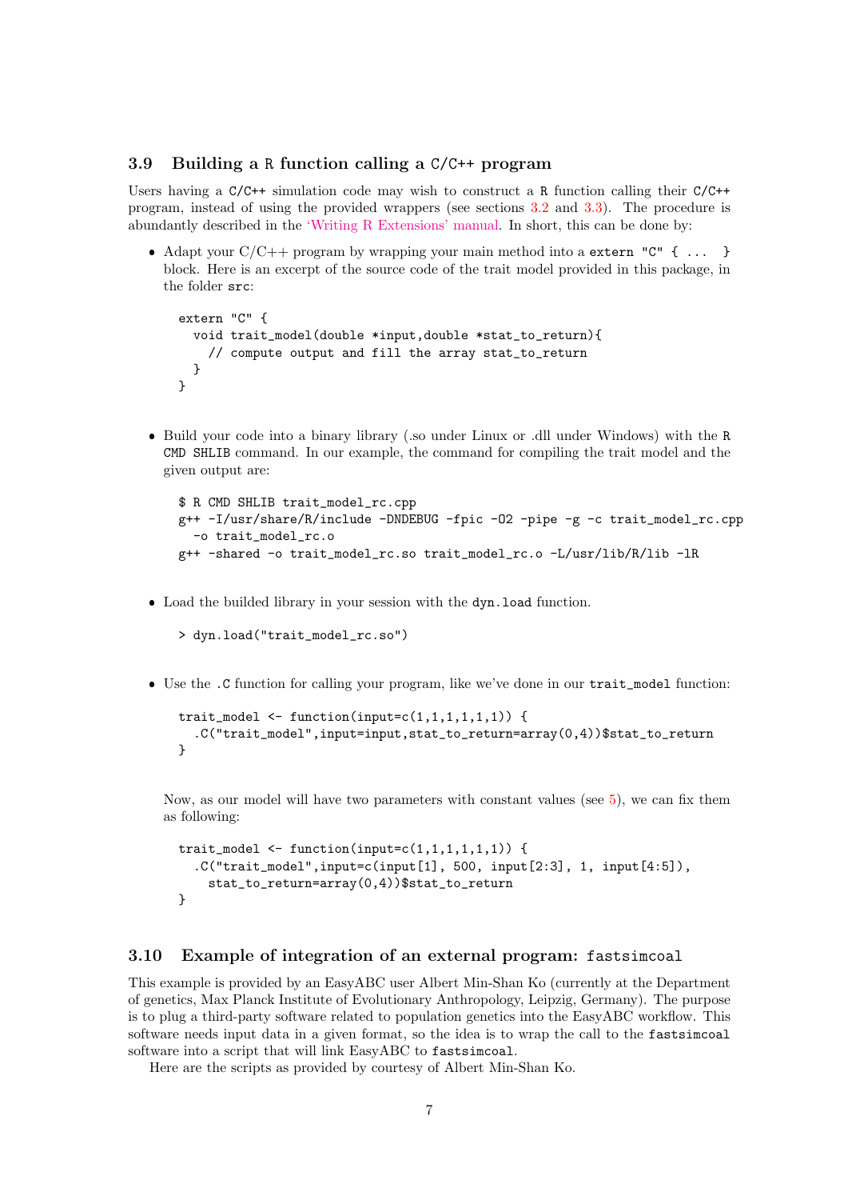### 3.9 Building a R function calling a C/C++ program

Users having a C/C++ simulation code may wish to construct a R function calling their C/C++ program, instead of using the provided wrappers (see sections 3.2 and 3.3). The procedure is abundantly described in the 'Writing R Extensions' manual. In short, this can be done by:

- Adapt your C/C++ program by wrapping your main method into a `extern "C" { ... }` block. Here is an excerpt of the source code of the trait model provided in this package, in the folder `src`:

```
extern "C" {
  void trait_model(double *input,double *stat_to_return){
    // compute output and fill the array stat_to_return
  }
}
```

- Build your code into a binary library (.so under Linux or .dll under Windows) with the `R CMD SHLIB` command. In our example, the command for compiling the trait model and the given output are:

```
$ R CMD SHLIB trait_model_rc.cpp
g++ -I/usr/share/R/include -DNDEBUG -fpic -O2 -pipe -g -c trait_model_rc.cpp
  -o trait_model_rc.o
g++ -shared -o trait_model_rc.so trait_model_rc.o -L/usr/lib/R/lib -lR
```

- Load the builded library in your session with the `dyn.load` function.

```
> dyn.load("trait_model_rc.so")
```

- Use the `.C` function for calling your program, like we've done in our `trait_model` function:

```
trait_model <- function(input=c(1,1,1,1,1,1)) {
  .C("trait_model",input=input,stat_to_return=array(0,4))$stat_to_return
}
```

  Now, as our model will have two parameters with constant values (see 5), we can fix them as following:

```
trait_model <- function(input=c(1,1,1,1,1,1)) {
  .C("trait_model",input=c(input[1], 500, input[2:3], 1, input[4:5]),
    stat_to_return=array(0,4))$stat_to_return
}
```

### 3.10 Example of integration of an external program: fastsimcoal

This example is provided by an EasyABC user Albert Min-Shan Ko (currently at the Department of genetics, Max Planck Institute of Evolutionary Anthropology, Leipzig, Germany). The purpose is to plug a third-party software related to population genetics into the EasyABC workflow. This software needs input data in a given format, so the idea is to wrap the call to the `fastsimcoal` software into a script that will link EasyABC to `fastsimcoal`.

Here are the scripts as provided by courtesy of Albert Min-Shan Ko.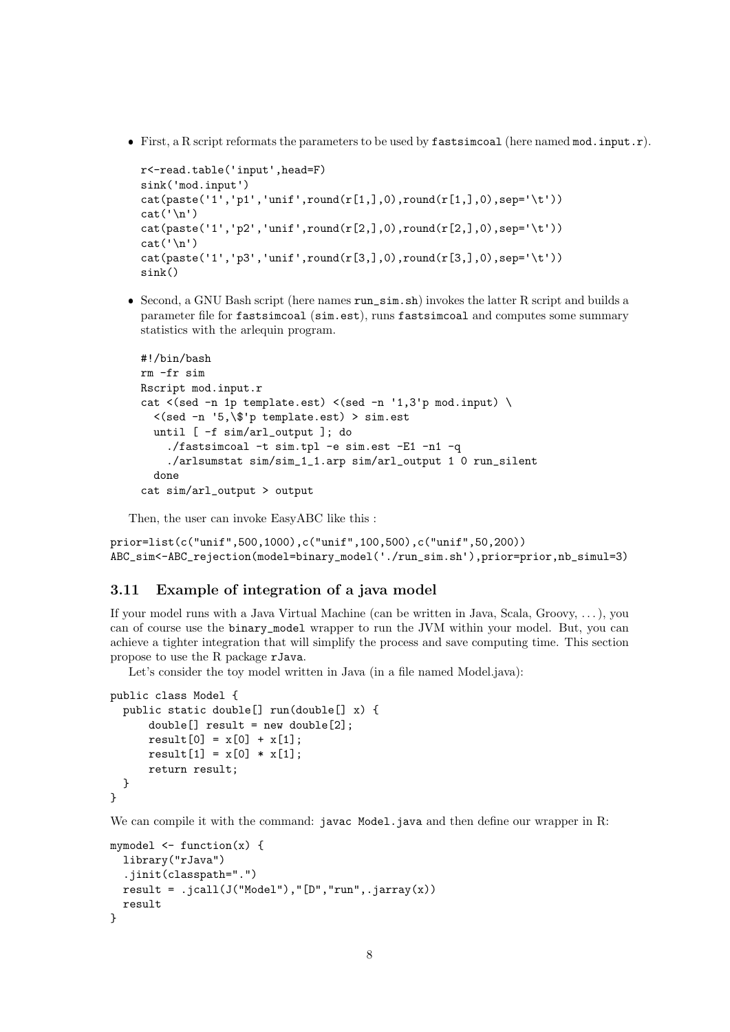- First, a R script reformats the parameters to be used by `fastsimcoal` (here named `mod.input.r`).

  ```
  r<-read.table('input',head=F)
  sink('mod.input')
  cat(paste('1','p1','unif',round(r[1,],0),round(r[1,],0),sep='\t'))
  cat('\n')
  cat(paste('1','p2','unif',round(r[2,],0),round(r[2,],0),sep='\t'))
  cat('\n')
  cat(paste('1','p3','unif',round(r[3,],0),round(r[3,],0),sep='\t'))
  sink()
  ```

- Second, a GNU Bash script (here names `run_sim.sh`) invokes the latter R script and builds a parameter file for `fastsimcoal` (`sim.est`), runs `fastsimcoal` and computes some summary statistics with the arlequin program.

  ```
  #!/bin/bash
  rm -fr sim
  Rscript mod.input.r
  cat <(sed -n 1p template.est) <(sed -n '1,3'p mod.input) \
    <(sed -n '5,\$'p template.est) > sim.est
    until [ -f sim/arl_output ]; do
      ./fastsimcoal -t sim.tpl -e sim.est -E1 -n1 -q
      ./arlsumstat sim/sim_1_1.arp sim/arl_output 1 0 run_silent
    done
  cat sim/arl_output > output
  ```

Then, the user can invoke EasyABC like this :

```
prior=list(c("unif",500,1000),c("unif",100,500),c("unif",50,200))
ABC_sim<-ABC_rejection(model=binary_model('./run_sim.sh'),prior=prior,nb_simul=3)
```

### 3.11 Example of integration of a java model

If your model runs with a Java Virtual Machine (can be written in Java, Scala, Groovy, ...), you can of course use the `binary_model` wrapper to run the JVM within your model. But, you can achieve a tighter integration that will simplify the process and save computing time. This section propose to use the R package `rJava`.

Let's consider the toy model written in Java (in a file named Model.java):

```
public class Model {
  public static double[] run(double[] x) {
      double[] result = new double[2];
      result[0] = x[0] + x[1];
      result[1] = x[0] * x[1];
      return result;
  }
}
```

We can compile it with the command: `javac Model.java` and then define our wrapper in R:

```
mymodel <- function(x) {
  library("rJava")
  .jinit(classpath=".")
  result = .jcall(J("Model"),"[D","run",.jarray(x))
  result
}
```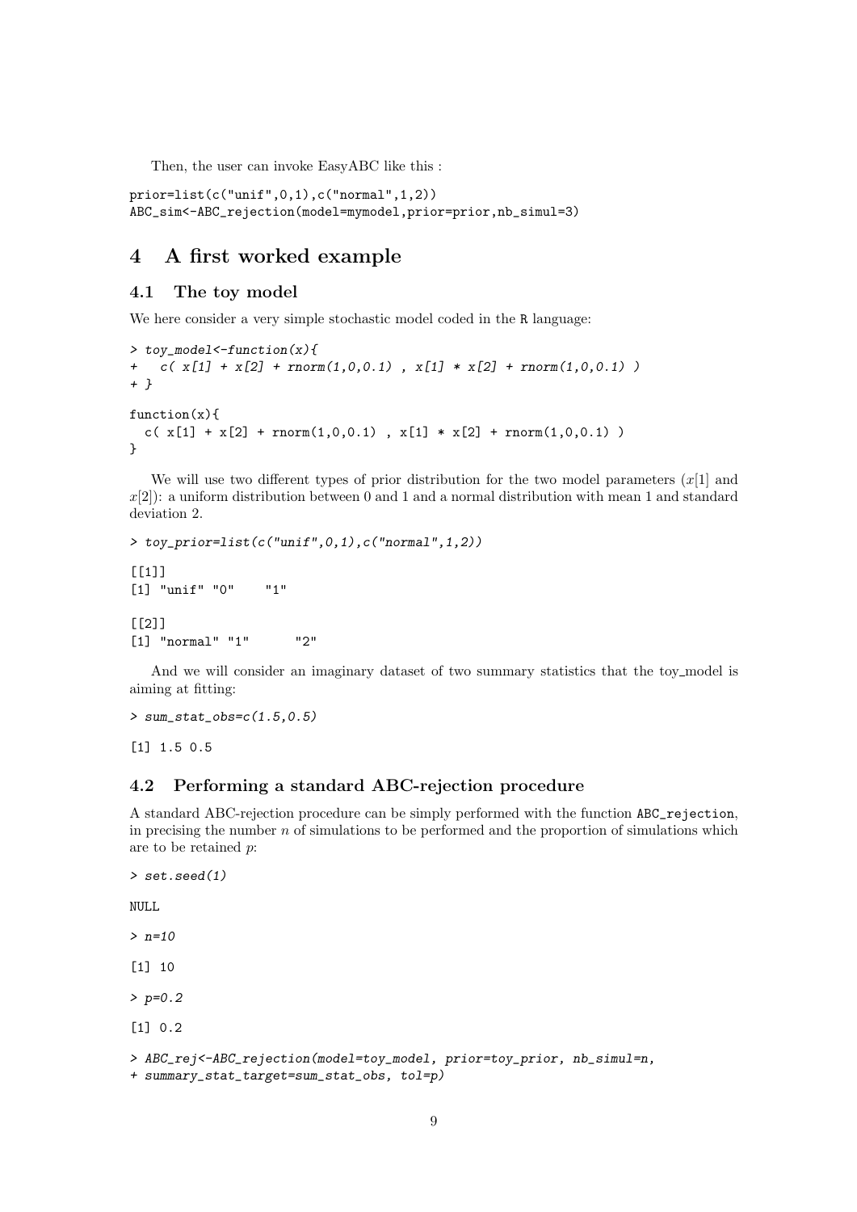Then, the user can invoke EasyABC like this :

```
prior=list(c("unif",0,1),c("normal",1,2))
ABC_sim<-ABC_rejection(model=mymodel,prior=prior,nb_simul=3)
```

# 4 A first worked example

## 4.1 The toy model

We here consider a very simple stochastic model coded in the R language:

```
> toy_model<-function(x){
+   c( x[1] + x[2] + rnorm(1,0,0.1) , x[1] * x[2] + rnorm(1,0,0.1) )
+ }

function(x){
  c( x[1] + x[2] + rnorm(1,0,0.1) , x[1] * x[2] + rnorm(1,0,0.1) )
}
```

We will use two different types of prior distribution for the two model parameters ($x[1]$ and $x[2]$): a uniform distribution between 0 and 1 and a normal distribution with mean 1 and standard deviation 2.

```
> toy_prior=list(c("unif",0,1),c("normal",1,2))

[[1]]
[1] "unif" "0"    "1"

[[2]]
[1] "normal" "1"      "2"
```

And we will consider an imaginary dataset of two summary statistics that the toy_model is aiming at fitting:

```
> sum_stat_obs=c(1.5,0.5)

[1] 1.5 0.5
```

## 4.2 Performing a standard ABC-rejection procedure

A standard ABC-rejection procedure can be simply performed with the function `ABC_rejection`, in precising the number $n$ of simulations to be performed and the proportion of simulations which are to be retained $p$:

```
> set.seed(1)

NULL

> n=10

[1] 10

> p=0.2

[1] 0.2

> ABC_rej<-ABC_rejection(model=toy_model, prior=toy_prior, nb_simul=n,
+ summary_stat_target=sum_stat_obs, tol=p)
```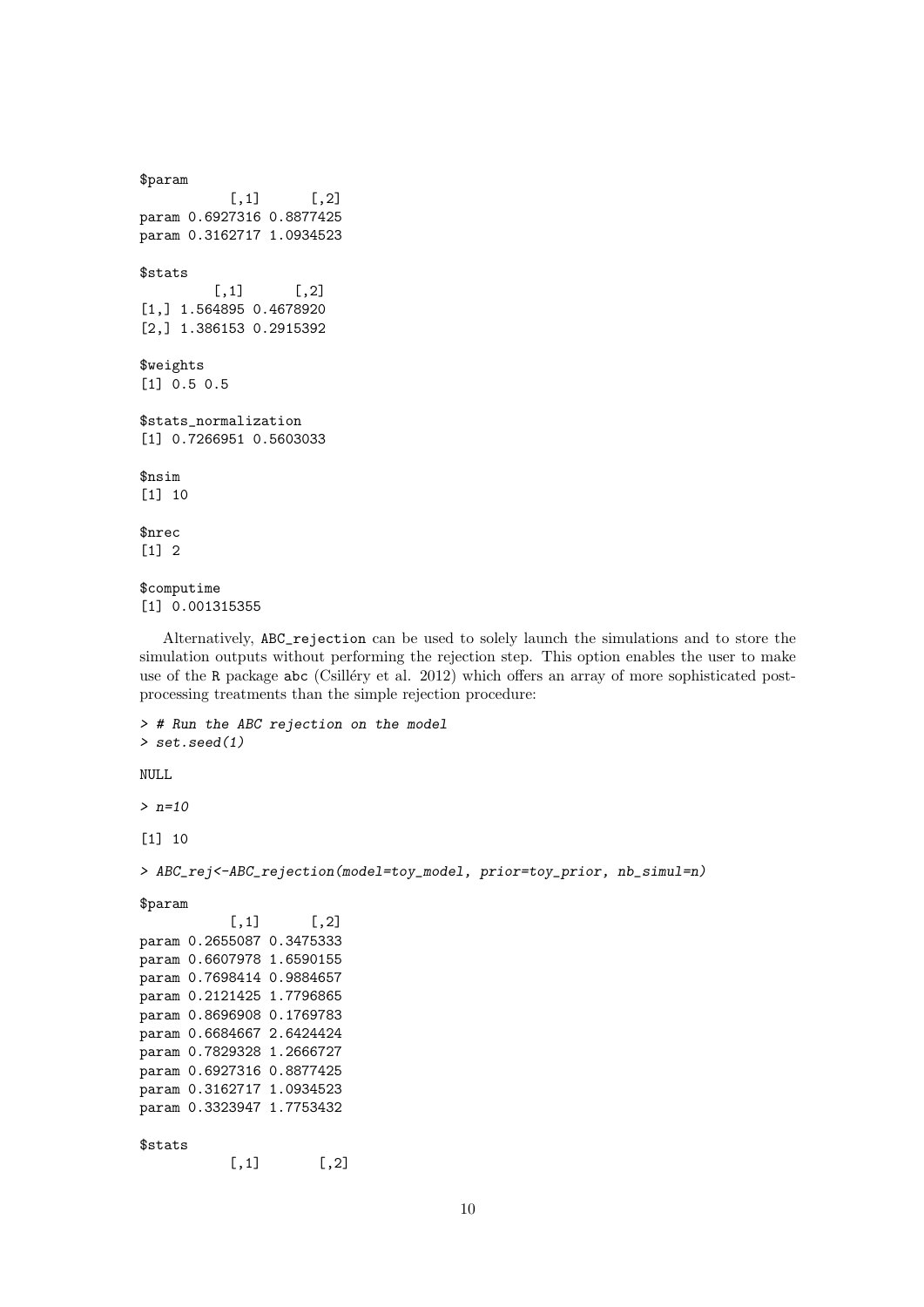```
$param
          [,1]      [,2]
param 0.6927316 0.8877425
param 0.3162717 1.0934523

$stats
         [,1]      [,2]
[1,] 1.564895 0.4678920
[2,] 1.386153 0.2915392

$weights
[1] 0.5 0.5

$stats_normalization
[1] 0.7266951 0.5603033

$nsim
[1] 10

$nrec
[1] 2

$computime
[1] 0.001315355
```

Alternatively, ABC_rejection can be used to solely launch the simulations and to store the simulation outputs without performing the rejection step. This option enables the user to make use of the R package abc (Csilléry et al. 2012) which offers an array of more sophisticated post-processing treatments than the simple rejection procedure:

```
> # Run the ABC rejection on the model
> set.seed(1)

NULL

> n=10

[1] 10

> ABC_rej<-ABC_rejection(model=toy_model, prior=toy_prior, nb_simul=n)

$param
          [,1]      [,2]
param 0.2655087 0.3475333
param 0.6607978 1.6590155
param 0.7698414 0.9884657
param 0.2121425 1.7796865
param 0.8696908 0.1769783
param 0.6684667 2.6424424
param 0.7829328 1.2666727
param 0.6927316 0.8877425
param 0.3162717 1.0934523
param 0.3323947 1.7753432

$stats
          [,1]       [,2]
```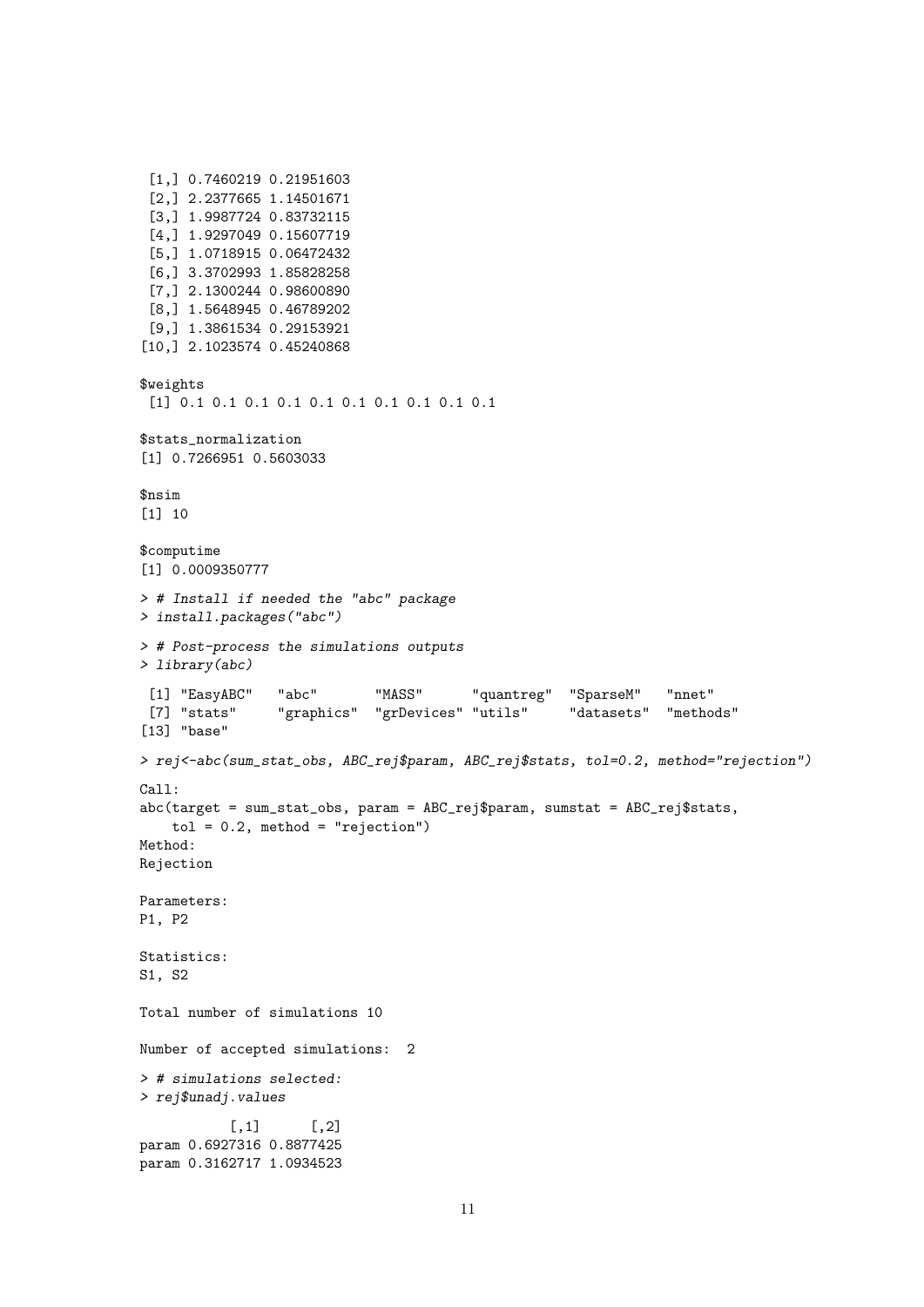```
 [1,] 0.7460219 0.21951603
 [2,] 2.2377665 1.14501671
 [3,] 1.9987724 0.83732115
 [4,] 1.9297049 0.15607719
 [5,] 1.0718915 0.06472432
 [6,] 3.3702993 1.85828258
 [7,] 2.1300244 0.98600890
 [8,] 1.5648945 0.46789202
 [9,] 1.3861534 0.29153921
[10,] 2.1023574 0.45240868

$weights
 [1] 0.1 0.1 0.1 0.1 0.1 0.1 0.1 0.1 0.1 0.1

$stats_normalization
[1] 0.7266951 0.5603033

$nsim
[1] 10

$computime
[1] 0.0009350777

> # Install if needed the "abc" package
> install.packages("abc")

> # Post-process the simulations outputs
> library(abc)

 [1] "EasyABC"   "abc"       "MASS"      "quantreg"  "SparseM"   "nnet"
 [7] "stats"     "graphics"  "grDevices" "utils"     "datasets"  "methods"
[13] "base"

> rej<-abc(sum_stat_obs, ABC_rej$param, ABC_rej$stats, tol=0.2, method="rejection")

Call:
abc(target = sum_stat_obs, param = ABC_rej$param, sumstat = ABC_rej$stats,
    tol = 0.2, method = "rejection")
Method:
Rejection

Parameters:
P1, P2

Statistics:
S1, S2

Total number of simulations 10

Number of accepted simulations:  2

> # simulations selected:
> rej$unadj.values

           [,1]      [,2]
param 0.6927316 0.8877425
param 0.3162717 1.0934523
```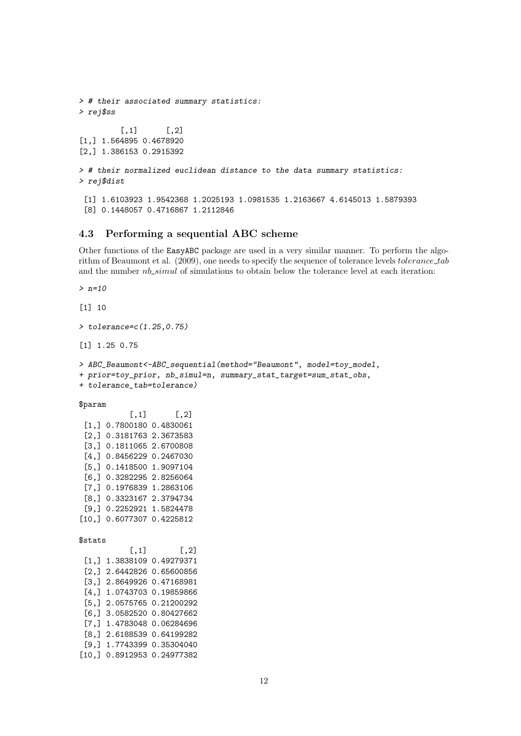```
> # their associated summary statistics:
> rej$ss

         [,1]      [,2]
[1,] 1.564895 0.4678920
[2,] 1.386153 0.2915392

> # their normalized euclidean distance to the data summary statistics:
> rej$dist

 [1] 1.6103923 1.9542368 1.2025193 1.0981535 1.2163667 4.6145013 1.5879393
 [8] 0.1448057 0.4716867 1.2112846
```

### 4.3 Performing a sequential ABC scheme

Other functions of the EasyABC package are used in a very similar manner. To perform the algorithm of Beaumont et al. (2009), one needs to specify the sequence of tolerance levels *tolerance_tab* and the number *nb_simul* of simulations to obtain below the tolerance level at each iteration:

```
> n=10

[1] 10

> tolerance=c(1.25,0.75)

[1] 1.25 0.75

> ABC_Beaumont<-ABC_sequential(method="Beaumont", model=toy_model,
+ prior=toy_prior, nb_simul=n, summary_stat_target=sum_stat_obs,
+ tolerance_tab=tolerance)

$param
           [,1]      [,2]
 [1,] 0.7800180 0.4830061
 [2,] 0.3181763 2.3673583
 [3,] 0.1811065 2.6700808
 [4,] 0.8456229 0.2467030
 [5,] 0.1418500 1.9097104
 [6,] 0.3282295 2.8256064
 [7,] 0.1976839 1.2863106
 [8,] 0.3323167 2.3794734
 [9,] 0.2252921 1.5824478
[10,] 0.6077307 0.4225812

$stats
           [,1]       [,2]
 [1,] 1.3838109 0.49279371
 [2,] 2.6442826 0.65600856
 [3,] 2.8649926 0.47168981
 [4,] 1.0743703 0.19859866
 [5,] 2.0575765 0.21200292
 [6,] 3.0582520 0.80427662
 [7,] 1.4783048 0.06284696
 [8,] 2.6188539 0.64199282
 [9,] 1.7743399 0.35304040
[10,] 0.8912953 0.24977382
```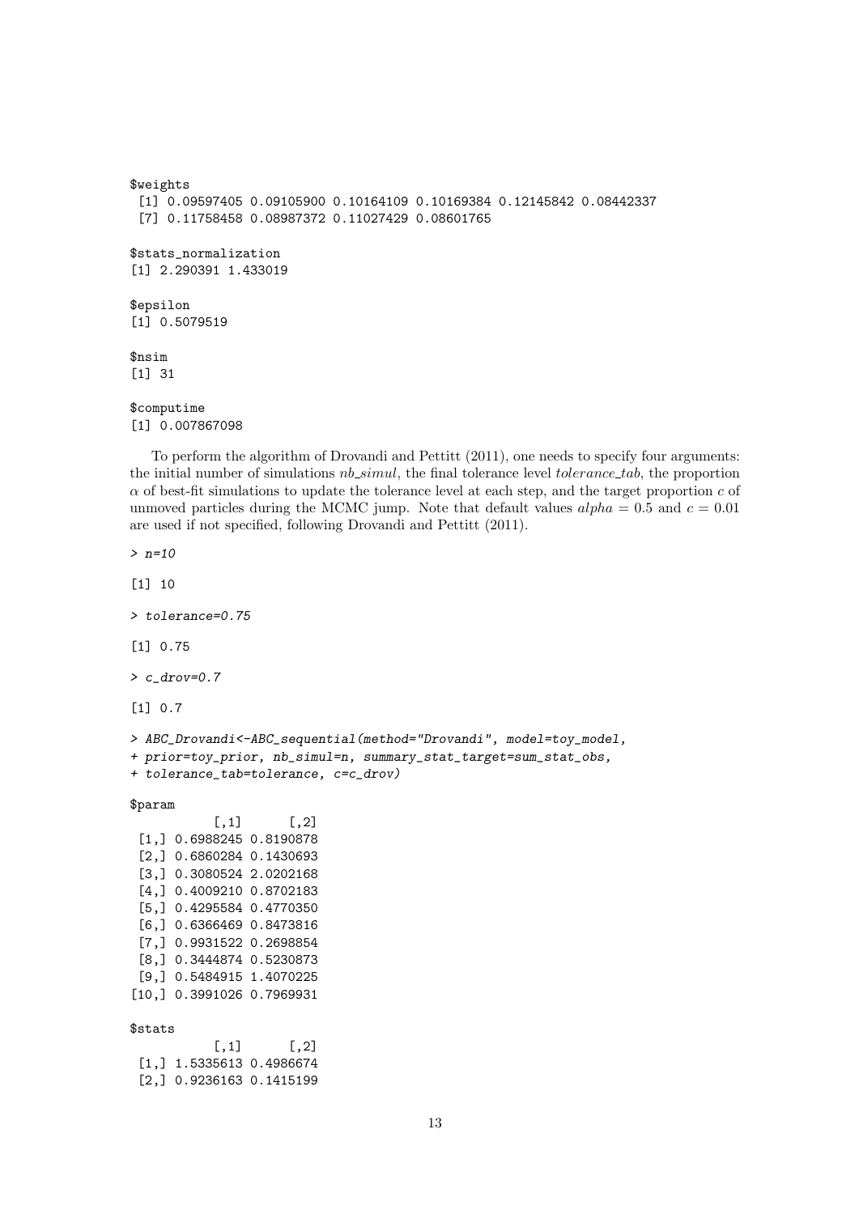```
$weights
 [1] 0.09597405 0.09105900 0.10164109 0.10169384 0.12145842 0.08442337
 [7] 0.11758458 0.08987372 0.11027429 0.08601765

$stats_normalization
[1] 2.290391 1.433019

$epsilon
[1] 0.5079519

$nsim
[1] 31

$computime
[1] 0.007867098
```

To perform the algorithm of Drovandi and Pettitt (2011), one needs to specify four arguments: the initial number of simulations *nb_simul*, the final tolerance level *tolerance_tab*, the proportion $\alpha$ of best-fit simulations to update the tolerance level at each step, and the target proportion $c$ of unmoved particles during the MCMC jump. Note that default values $alpha = 0.5$ and $c = 0.01$ are used if not specified, following Drovandi and Pettitt (2011).

```
> n=10

[1] 10

> tolerance=0.75

[1] 0.75

> c_drov=0.7

[1] 0.7

> ABC_Drovandi<-ABC_sequential(method="Drovandi", model=toy_model,
+ prior=toy_prior, nb_simul=n, summary_stat_target=sum_stat_obs,
+ tolerance_tab=tolerance, c=c_drov)

$param
           [,1]      [,2]
 [1,] 0.6988245 0.8190878
 [2,] 0.6860284 0.1430693
 [3,] 0.3080524 2.0202168
 [4,] 0.4009210 0.8702183
 [5,] 0.4295584 0.4770350
 [6,] 0.6366469 0.8473816
 [7,] 0.9931522 0.2698854
 [8,] 0.3444874 0.5230873
 [9,] 0.5484915 1.4070225
[10,] 0.3991026 0.7969931

$stats
           [,1]      [,2]
 [1,] 1.5335613 0.4986674
 [2,] 0.9236163 0.1415199
```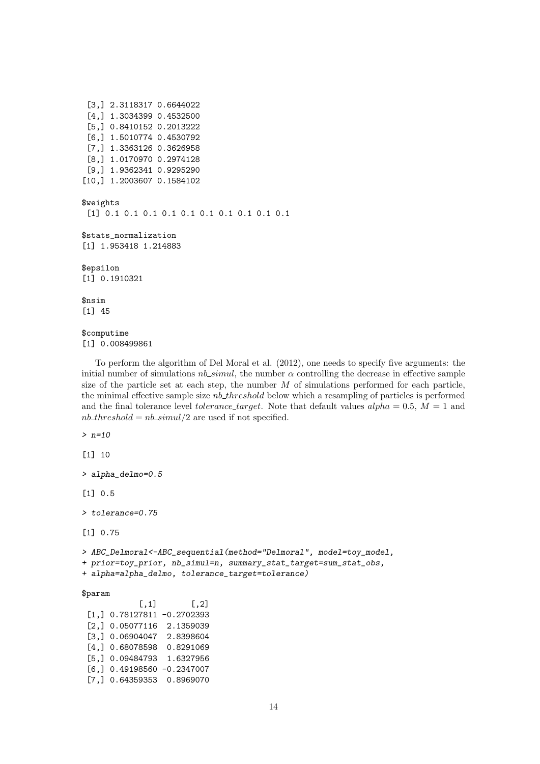```
 [3,] 2.3118317 0.6644022
 [4,] 1.3034399 0.4532500
 [5,] 0.8410152 0.2013222
 [6,] 1.5010774 0.4530792
 [7,] 1.3363126 0.3626958
 [8,] 1.0170970 0.2974128
 [9,] 1.9362341 0.9295290
[10,] 1.2003607 0.1584102

$weights
 [1] 0.1 0.1 0.1 0.1 0.1 0.1 0.1 0.1 0.1 0.1

$stats_normalization
[1] 1.953418 1.214883

$epsilon
[1] 0.1910321

$nsim
[1] 45

$computime
[1] 0.008499861
```

To perform the algorithm of Del Moral et al. (2012), one needs to specify five arguments: the initial number of simulations *nb_simul*, the number $\alpha$ controlling the decrease in effective sample size of the particle set at each step, the number $M$ of simulations performed for each particle, the minimal effective sample size *nb_threshold* below which a resampling of particles is performed and the final tolerance level *tolerance_target*. Note that default values $alpha = 0.5$, $M = 1$ and $nb\_threshold = nb\_simul/2$ are used if not specified.

```
> n=10

[1] 10

> alpha_delmo=0.5

[1] 0.5

> tolerance=0.75

[1] 0.75

> ABC_Delmoral<-ABC_sequential(method="Delmoral", model=toy_model,
+ prior=toy_prior, nb_simul=n, summary_stat_target=sum_stat_obs,
+ alpha=alpha_delmo, tolerance_target=tolerance)

$param
            [,1]       [,2]
 [1,] 0.78127811 -0.2702393
 [2,] 0.05077116  2.1359039
 [3,] 0.06904047  2.8398604
 [4,] 0.68078598  0.8291069
 [5,] 0.09484793  1.6327956
 [6,] 0.49198560 -0.2347007
 [7,] 0.64359353  0.8969070
```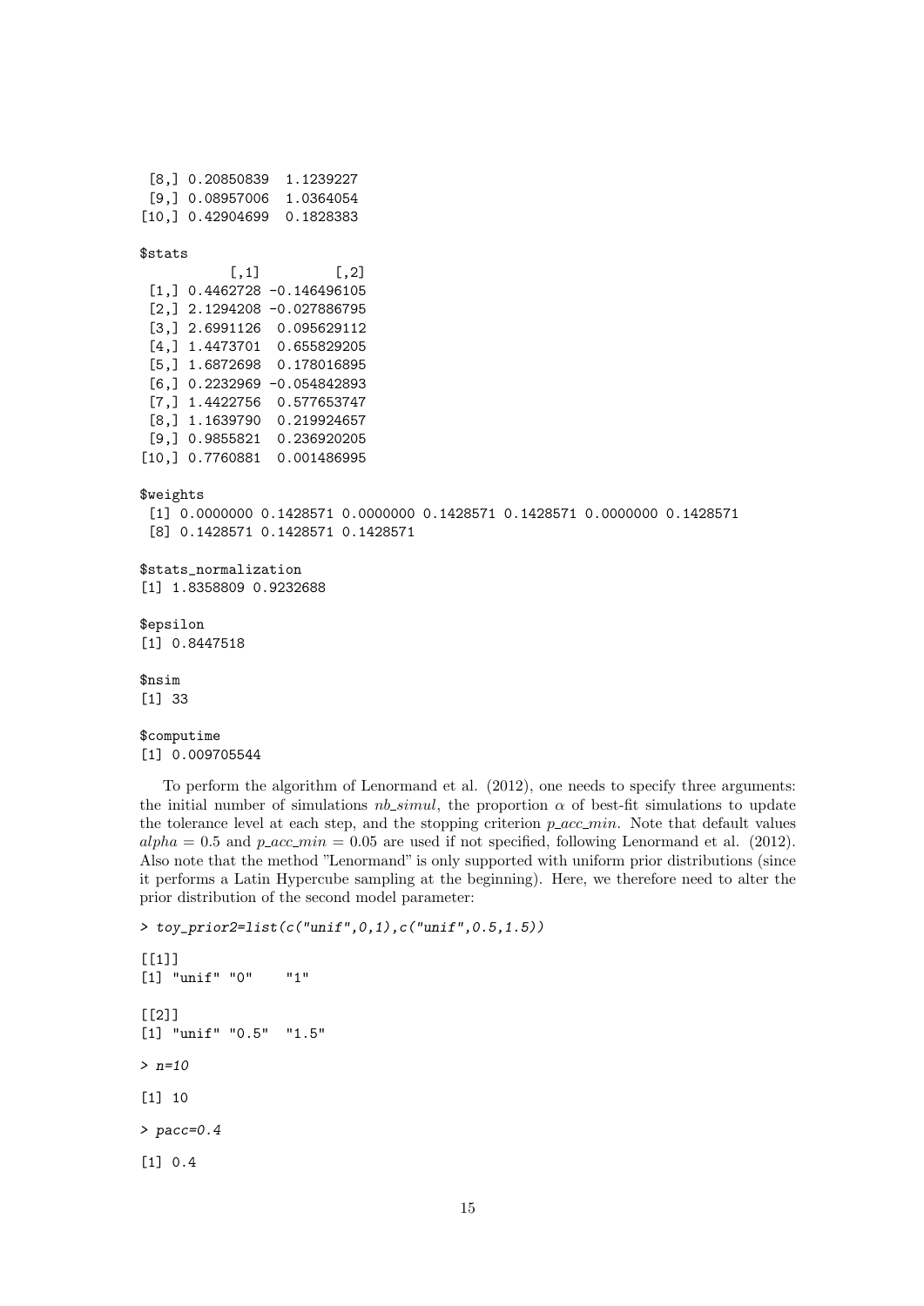```
 [8,] 0.20850839  1.1239227
 [9,] 0.08957006  1.0364054
[10,] 0.42904699  0.1828383

$stats
           [,1]         [,2]
 [1,] 0.4462728 -0.146496105
 [2,] 2.1294208 -0.027886795
 [3,] 2.6991126  0.095629112
 [4,] 1.4473701  0.655829205
 [5,] 1.6872698  0.178016895
 [6,] 0.2232969 -0.054842893
 [7,] 1.4422756  0.577653747
 [8,] 1.1639790  0.219924657
 [9,] 0.9855821  0.236920205
[10,] 0.7760881  0.001486995

$weights
 [1] 0.0000000 0.1428571 0.0000000 0.1428571 0.1428571 0.0000000 0.1428571
 [8] 0.1428571 0.1428571 0.1428571

$stats_normalization
[1] 1.8358809 0.9232688

$epsilon
[1] 0.8447518

$nsim
[1] 33

$computime
[1] 0.009705544
```

To perform the algorithm of Lenormand et al. (2012), one needs to specify three arguments: the initial number of simulations *nb_simul*, the proportion $\alpha$ of best-fit simulations to update the tolerance level at each step, and the stopping criterion *p_acc_min*. Note that default values $alpha = 0.5$ and $p\_acc\_min = 0.05$ are used if not specified, following Lenormand et al. (2012). Also note that the method "Lenormand" is only supported with uniform prior distributions (since it performs a Latin Hypercube sampling at the beginning). Here, we therefore need to alter the prior distribution of the second model parameter:

```
> toy_prior2=list(c("unif",0,1),c("unif",0.5,1.5))

[[1]]
[1] "unif" "0"    "1"

[[2]]
[1] "unif" "0.5"  "1.5"

> n=10

[1] 10

> pacc=0.4

[1] 0.4
```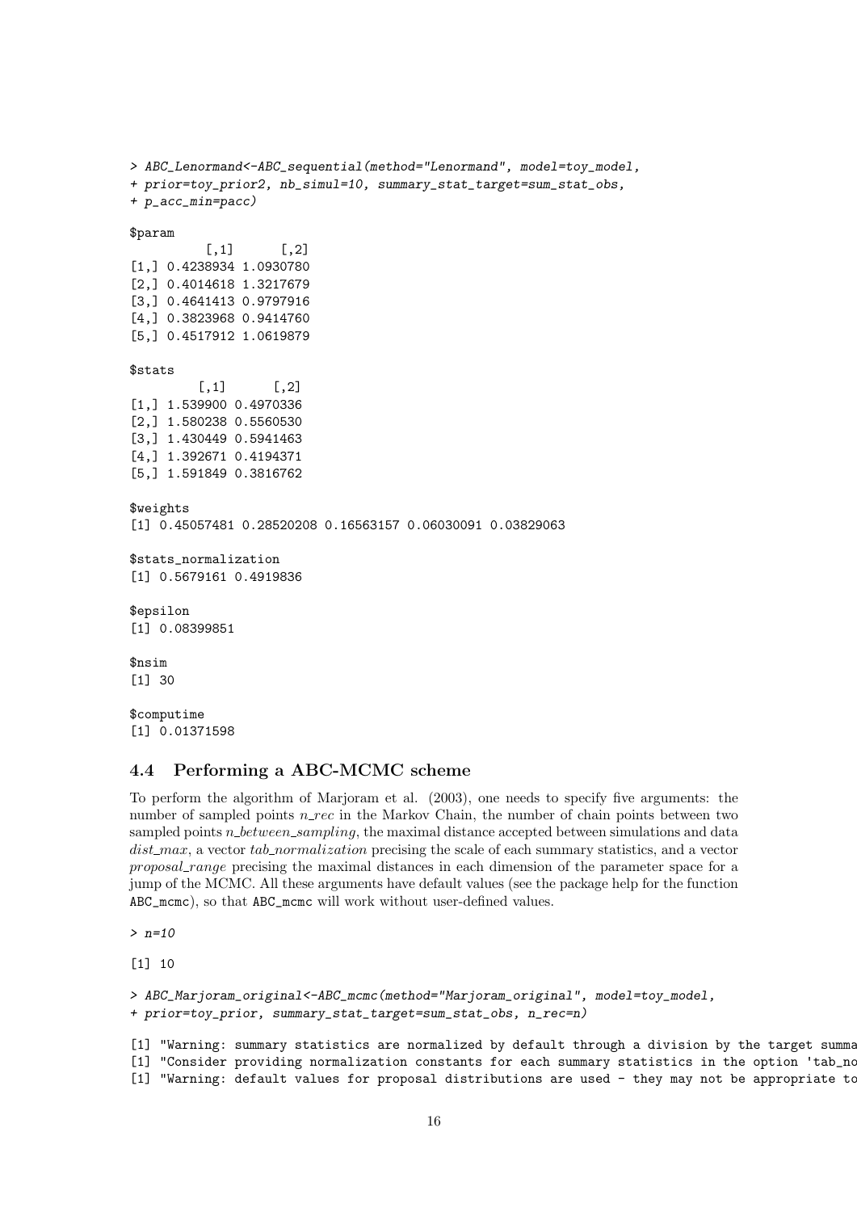```
> ABC_Lenormand<-ABC_sequential(method="Lenormand", model=toy_model,
+ prior=toy_prior2, nb_simul=10, summary_stat_target=sum_stat_obs,
+ p_acc_min=pacc)

$param
          [,1]      [,2]
[1,] 0.4238934 1.0930780
[2,] 0.4014618 1.3217679
[3,] 0.4641413 0.9797916
[4,] 0.3823968 0.9414760
[5,] 0.4517912 1.0619879

$stats
         [,1]      [,2]
[1,] 1.539900 0.4970336
[2,] 1.580238 0.5560530
[3,] 1.430449 0.5941463
[4,] 1.392671 0.4194371
[5,] 1.591849 0.3816762

$weights
[1] 0.45057481 0.28520208 0.16563157 0.06030091 0.03829063

$stats_normalization
[1] 0.5679161 0.4919836

$epsilon
[1] 0.08399851

$nsim
[1] 30

$computime
[1] 0.01371598
```

### 4.4 Performing a ABC-MCMC scheme

To perform the algorithm of Marjoram et al. (2003), one needs to specify five arguments: the number of sampled points *n_rec* in the Markov Chain, the number of chain points between two sampled points *n_between_sampling*, the maximal distance accepted between simulations and data *dist_max*, a vector *tab_normalization* precising the scale of each summary statistics, and a vector *proposal_range* precising the maximal distances in each dimension of the parameter space for a jump of the MCMC. All these arguments have default values (see the package help for the function `ABC_mcmc`), so that `ABC_mcmc` will work without user-defined values.

```
> n=10

[1] 10

> ABC_Marjoram_original<-ABC_mcmc(method="Marjoram_original", model=toy_model,
+ prior=toy_prior, summary_stat_target=sum_stat_obs, n_rec=n)

[1] "Warning: summary statistics are normalized by default through a division by the target summa
[1] "Consider providing normalization constants for each summary statistics in the option 'tab_no
[1] "Warning: default values for proposal distributions are used - they may not be appropriate to
```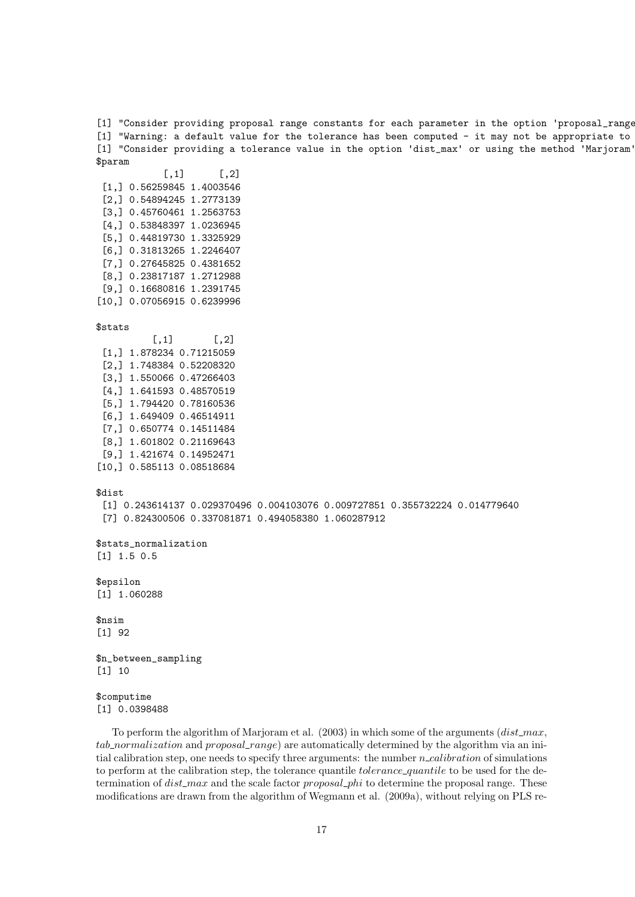```
[1] "Consider providing proposal range constants for each parameter in the option 'proposal_range
[1] "Warning: a default value for the tolerance has been computed - it may not be appropriate to
[1] "Consider providing a tolerance value in the option 'dist_max' or using the method 'Marjoram'
$param
            [,1]      [,2]
 [1,] 0.56259845 1.4003546
 [2,] 0.54894245 1.2773139
 [3,] 0.45760461 1.2563753
 [4,] 0.53848397 1.0236945
 [5,] 0.44819730 1.3325929
 [6,] 0.31813265 1.2246407
 [7,] 0.27645825 0.4381652
 [8,] 0.23817187 1.2712988
 [9,] 0.16680816 1.2391745
[10,] 0.07056915 0.6239996

$stats
          [,1]       [,2]
 [1,] 1.878234 0.71215059
 [2,] 1.748384 0.52208320
 [3,] 1.550066 0.47266403
 [4,] 1.641593 0.48570519
 [5,] 1.794420 0.78160536
 [6,] 1.649409 0.46514911
 [7,] 0.650774 0.14511484
 [8,] 1.601802 0.21169643
 [9,] 1.421674 0.14952471
[10,] 0.585113 0.08518684

$dist
 [1] 0.243614137 0.029370496 0.004103076 0.009727851 0.355732224 0.014779640
 [7] 0.824300506 0.337081871 0.494058380 1.060287912

$stats_normalization
[1] 1.5 0.5

$epsilon
[1] 1.060288

$nsim
[1] 92

$n_between_sampling
[1] 10

$computime
[1] 0.0398488
```

To perform the algorithm of Marjoram et al. (2003) in which some of the arguments (*dist_max*, *tab_normalization* and *proposal_range*) are automatically determined by the algorithm via an initial calibration step, one needs to specify three arguments: the number *n_calibration* of simulations to perform at the calibration step, the tolerance quantile *tolerance_quantile* to be used for the determination of *dist_max* and the scale factor *proposal_phi* to determine the proposal range. These modifications are drawn from the algorithm of Wegmann et al. (2009a), without relying on PLS re-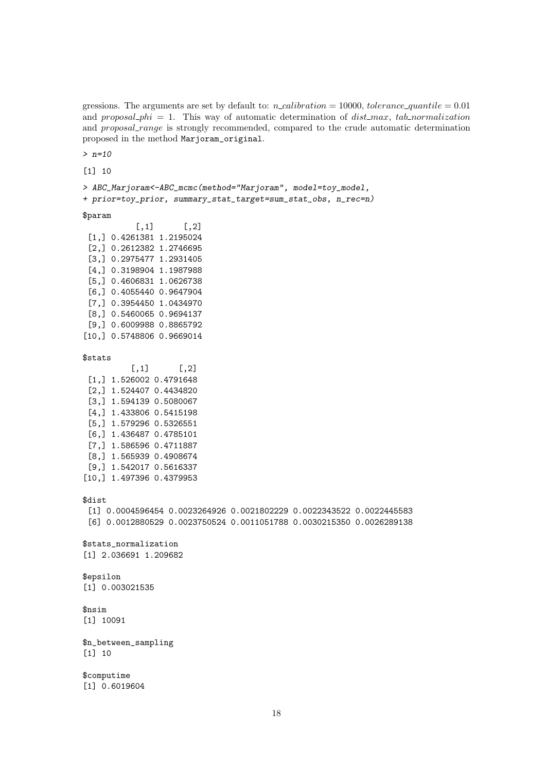gressions. The arguments are set by default to: *n_calibration* = 10000, *tolerance_quantile* = 0.01 and *proposal_phi* = 1. This way of automatic determination of *dist_max*, *tab_normalization* and *proposal_range* is strongly recommended, compared to the crude automatic determination proposed in the method `Marjoram_original`.

```
> n=10

[1] 10

> ABC_Marjoram<-ABC_mcmc(method="Marjoram", model=toy_model,
+ prior=toy_prior, summary_stat_target=sum_stat_obs, n_rec=n)

$param
           [,1]      [,2]
 [1,] 0.4261381 1.2195024
 [2,] 0.2612382 1.2746695
 [3,] 0.2975477 1.2931405
 [4,] 0.3198904 1.1987988
 [5,] 0.4606831 1.0626738
 [6,] 0.4055440 0.9647904
 [7,] 0.3954450 1.0434970
 [8,] 0.5460065 0.9694137
 [9,] 0.6009988 0.8865792
[10,] 0.5748806 0.9669014

$stats
          [,1]      [,2]
 [1,] 1.526002 0.4791648
 [2,] 1.524407 0.4434820
 [3,] 1.594139 0.5080067
 [4,] 1.433806 0.5415198
 [5,] 1.579296 0.5326551
 [6,] 1.436487 0.4785101
 [7,] 1.586596 0.4711887
 [8,] 1.565939 0.4908674
 [9,] 1.542017 0.5616337
[10,] 1.497396 0.4379953

$dist
 [1] 0.0004596454 0.0023264926 0.0021802229 0.0022343522 0.0022445583
 [6] 0.0012880529 0.0023750524 0.0011051788 0.0030215350 0.0026289138

$stats_normalization
[1] 2.036691 1.209682

$epsilon
[1] 0.003021535

$nsim
[1] 10091

$n_between_sampling
[1] 10

$computime
[1] 0.6019604
```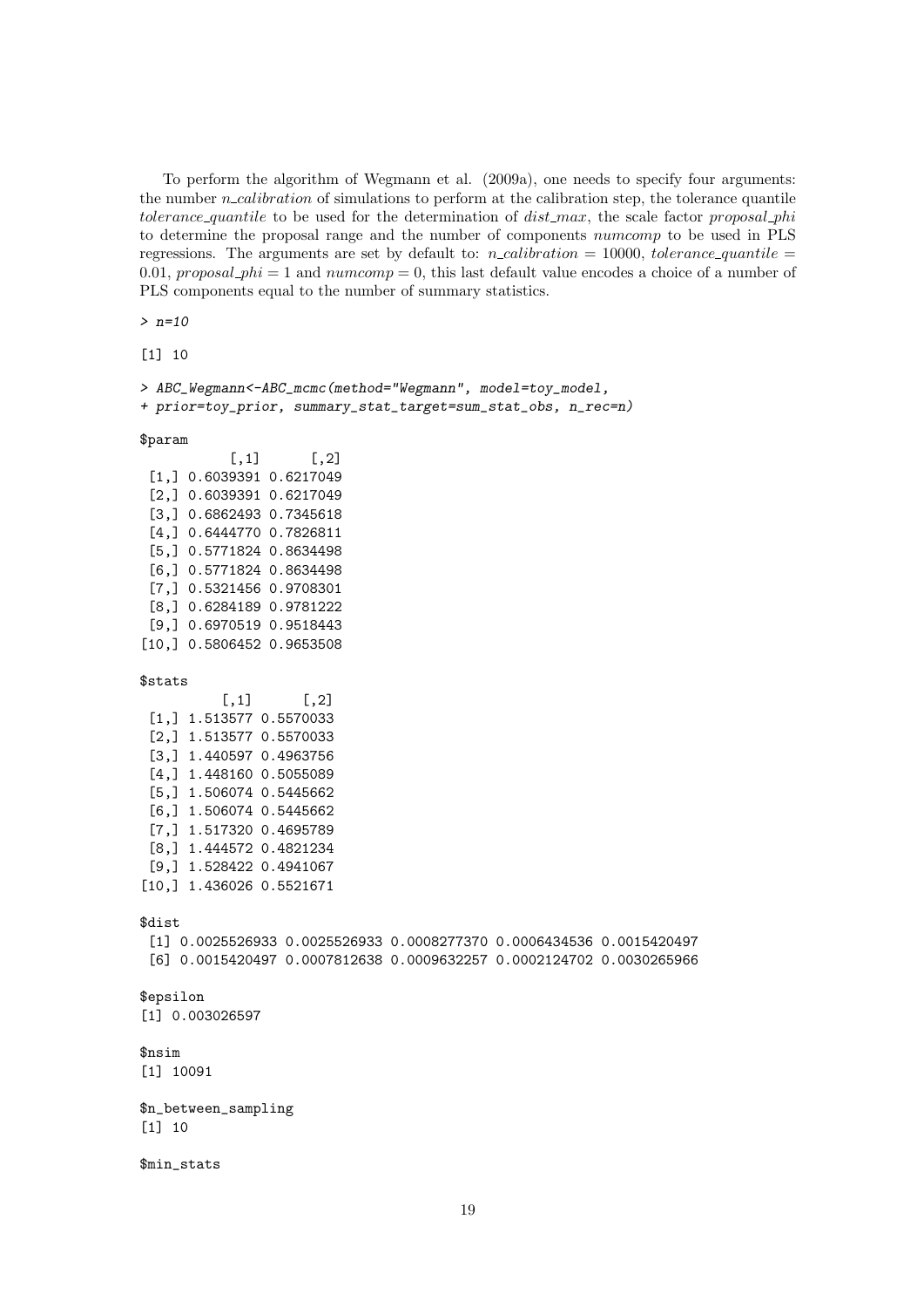To perform the algorithm of Wegmann et al. (2009a), one needs to specify four arguments: the number *n_calibration* of simulations to perform at the calibration step, the tolerance quantile *tolerance_quantile* to be used for the determination of *dist_max*, the scale factor *proposal_phi* to determine the proposal range and the number of components *numcomp* to be used in PLS regressions. The arguments are set by default to: *n_calibration* = 10000, *tolerance_quantile* = 0.01, *proposal_phi* = 1 and *numcomp* = 0, this last default value encodes a choice of a number of PLS components equal to the number of summary statistics.

```
> n=10
[1] 10
> ABC_Wegmann<-ABC_mcmc(method="Wegmann", model=toy_model,
+ prior=toy_prior, summary_stat_target=sum_stat_obs, n_rec=n)
$param
          [,1]      [,2]
 [1,] 0.6039391 0.6217049
 [2,] 0.6039391 0.6217049
 [3,] 0.6862493 0.7345618
 [4,] 0.6444770 0.7826811
 [5,] 0.5771824 0.8634498
 [6,] 0.5771824 0.8634498
 [7,] 0.5321456 0.9708301
 [8,] 0.6284189 0.9781222
 [9,] 0.6970519 0.9518443
[10,] 0.5806452 0.9653508

$stats
         [,1]      [,2]
 [1,] 1.513577 0.5570033
 [2,] 1.513577 0.5570033
 [3,] 1.440597 0.4963756
 [4,] 1.448160 0.5055089
 [5,] 1.506074 0.5445662
 [6,] 1.506074 0.5445662
 [7,] 1.517320 0.4695789
 [8,] 1.444572 0.4821234
 [9,] 1.528422 0.4941067
[10,] 1.436026 0.5521671

$dist
 [1] 0.0025526933 0.0025526933 0.0008277370 0.0006434536 0.0015420497
 [6] 0.0015420497 0.0007812638 0.0009632257 0.0002124702 0.0030265966

$epsilon
[1] 0.003026597

$nsim
[1] 10091

$n_between_sampling
[1] 10

$min_stats
```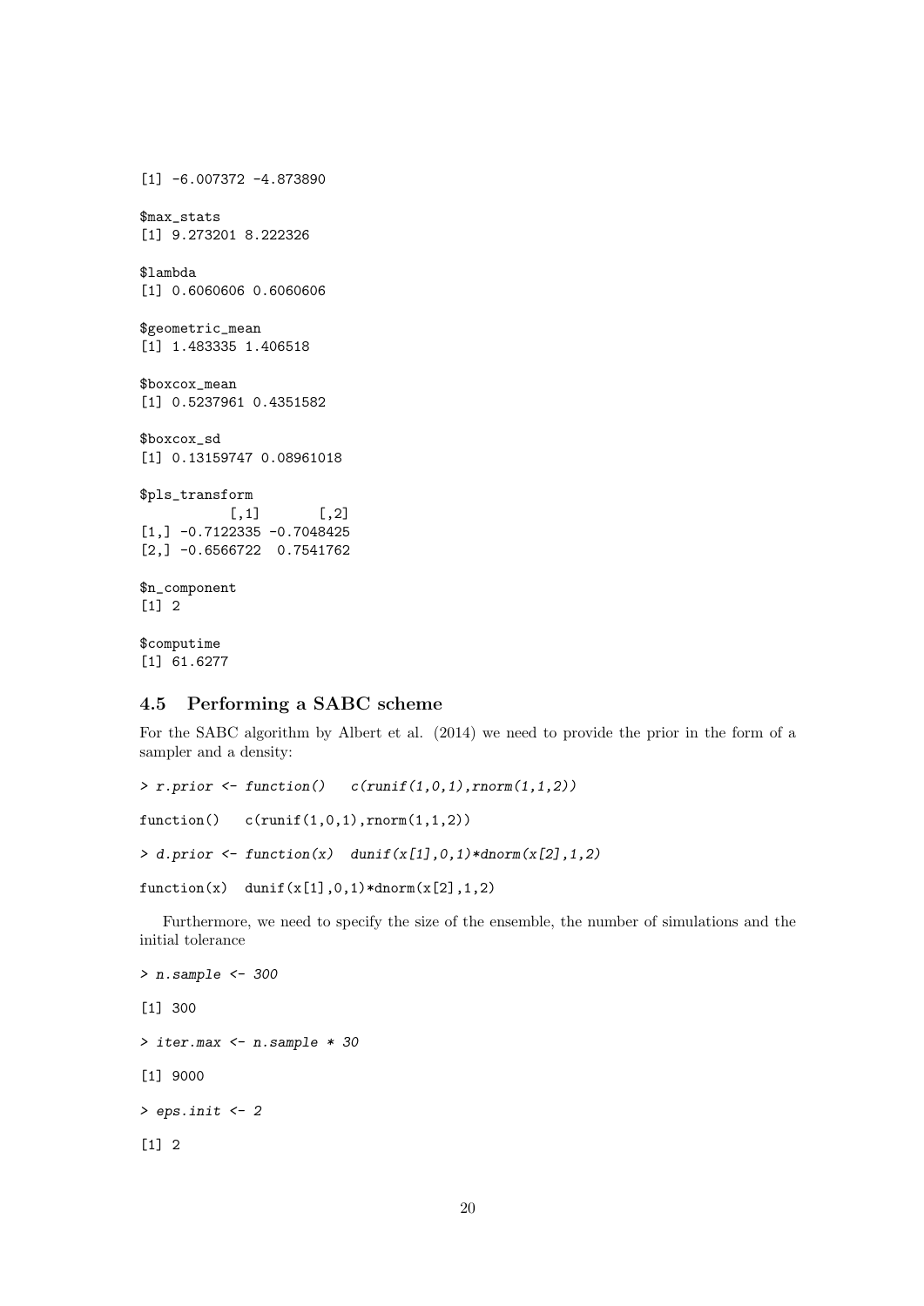```
[1] -6.007372 -4.873890

$max_stats
[1] 9.273201 8.222326

$lambda
[1] 0.6060606 0.6060606

$geometric_mean
[1] 1.483335 1.406518

$boxcox_mean
[1] 0.5237961 0.4351582

$boxcox_sd
[1] 0.13159747 0.08961018

$pls_transform
           [,1]       [,2]
[1,] -0.7122335 -0.7048425
[2,] -0.6566722  0.7541762

$n_component
[1] 2

$computime
[1] 61.6277
```

### 4.5 Performing a SABC scheme

For the SABC algorithm by Albert et al. (2014) we need to provide the prior in the form of a sampler and a density:

```
> r.prior <- function()   c(runif(1,0,1),rnorm(1,1,2))

function()   c(runif(1,0,1),rnorm(1,1,2))

> d.prior <- function(x)  dunif(x[1],0,1)*dnorm(x[2],1,2)

function(x)  dunif(x[1],0,1)*dnorm(x[2],1,2)
```

Furthermore, we need to specify the size of the ensemble, the number of simulations and the initial tolerance

```
> n.sample <- 300

[1] 300

> iter.max <- n.sample * 30

[1] 9000

> eps.init <- 2

[1] 2
```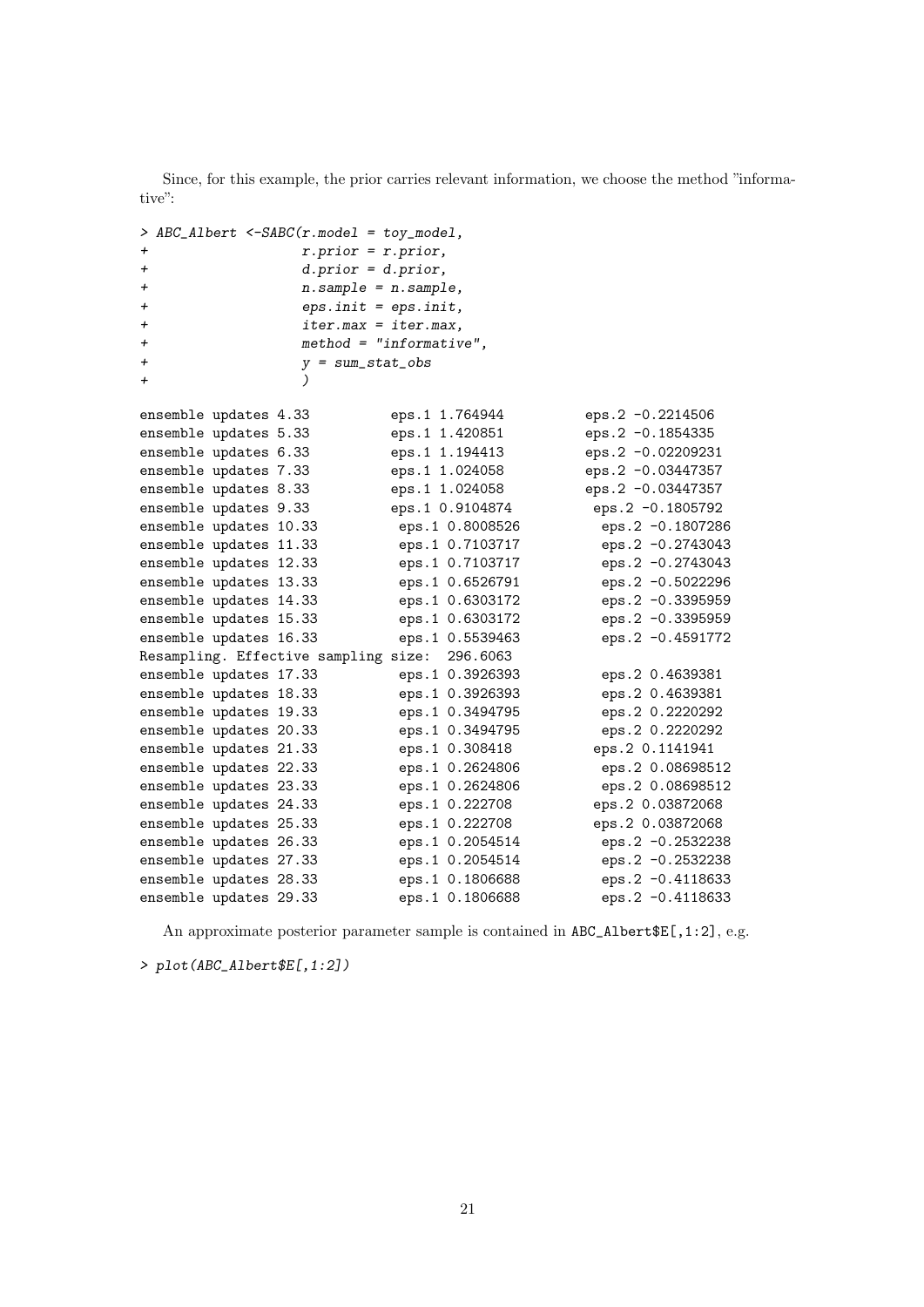Since, for this example, the prior carries relevant information, we choose the method "informative":

```
> ABC_Albert <-SABC(r.model = toy_model,
+                  r.prior = r.prior,
+                  d.prior = d.prior,
+                  n.sample = n.sample,
+                  eps.init = eps.init,
+                  iter.max = iter.max,
+                  method = "informative",
+                  y = sum_stat_obs
+                  )

ensemble updates 4.33          eps.1 1.764944          eps.2 -0.2214506
ensemble updates 5.33          eps.1 1.420851          eps.2 -0.1854335
ensemble updates 6.33          eps.1 1.194413          eps.2 -0.02209231
ensemble updates 7.33          eps.1 1.024058          eps.2 -0.03447357
ensemble updates 8.33          eps.1 1.024058          eps.2 -0.03447357
ensemble updates 9.33          eps.1 0.9104874          eps.2 -0.1805792
ensemble updates 10.33          eps.1 0.8008526          eps.2 -0.1807286
ensemble updates 11.33          eps.1 0.7103717          eps.2 -0.2743043
ensemble updates 12.33          eps.1 0.7103717          eps.2 -0.2743043
ensemble updates 13.33          eps.1 0.6526791          eps.2 -0.5022296
ensemble updates 14.33          eps.1 0.6303172          eps.2 -0.3395959
ensemble updates 15.33          eps.1 0.6303172          eps.2 -0.3395959
ensemble updates 16.33          eps.1 0.5539463          eps.2 -0.4591772
Resampling. Effective sampling size:  296.6063
ensemble updates 17.33          eps.1 0.3926393          eps.2 0.4639381
ensemble updates 18.33          eps.1 0.3926393          eps.2 0.4639381
ensemble updates 19.33          eps.1 0.3494795          eps.2 0.2220292
ensemble updates 20.33          eps.1 0.3494795          eps.2 0.2220292
ensemble updates 21.33          eps.1 0.308418          eps.2 0.1141941
ensemble updates 22.33          eps.1 0.2624806          eps.2 0.08698512
ensemble updates 23.33          eps.1 0.2624806          eps.2 0.08698512
ensemble updates 24.33          eps.1 0.222708          eps.2 0.03872068
ensemble updates 25.33          eps.1 0.222708          eps.2 0.03872068
ensemble updates 26.33          eps.1 0.2054514          eps.2 -0.2532238
ensemble updates 27.33          eps.1 0.2054514          eps.2 -0.2532238
ensemble updates 28.33          eps.1 0.1806688          eps.2 -0.4118633
ensemble updates 29.33          eps.1 0.1806688          eps.2 -0.4118633
```

An approximate posterior parameter sample is contained in `ABC_Albert$E[,1:2]`, e.g.

```
> plot(ABC_Albert$E[,1:2])
```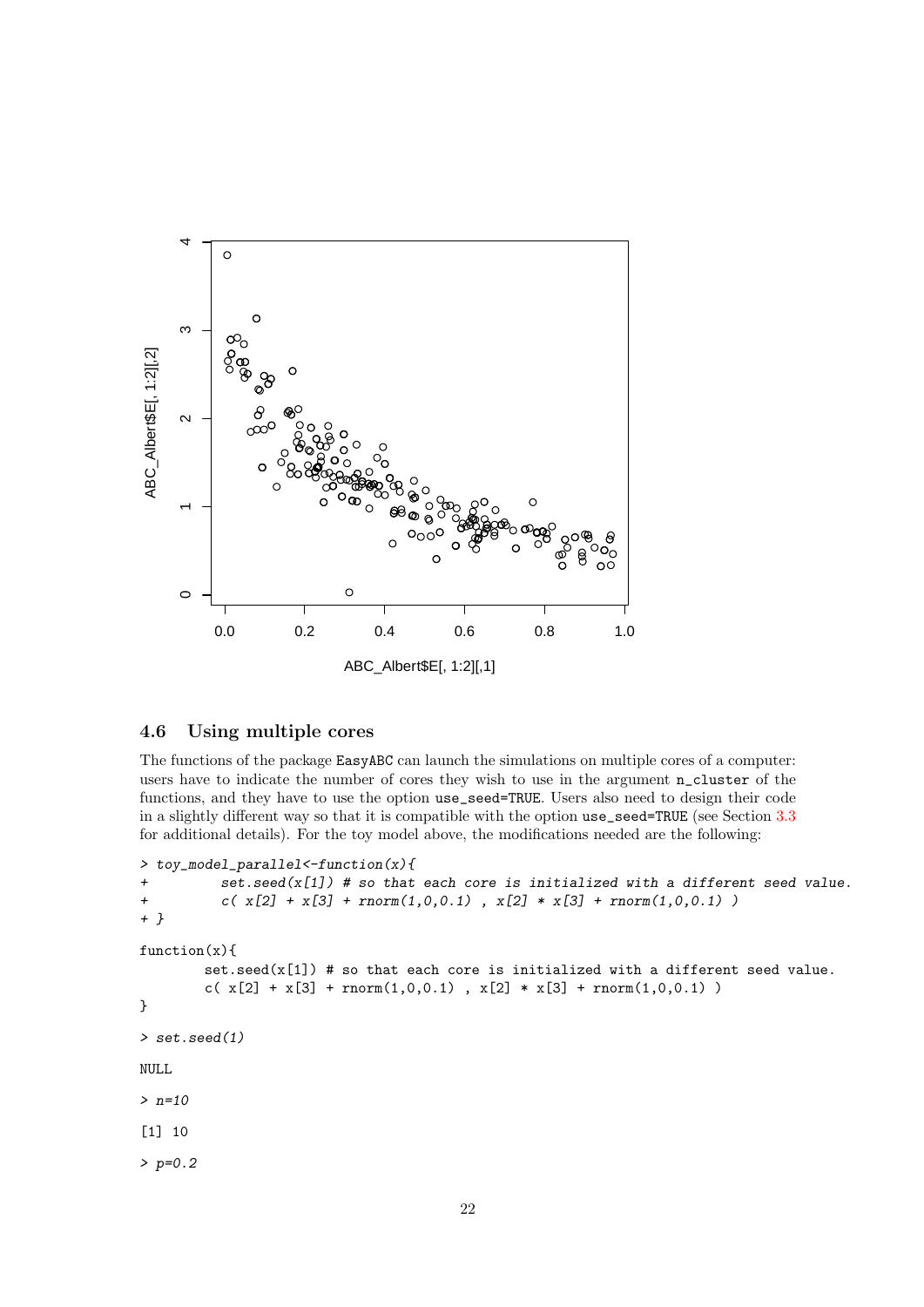4
3
2
1
0
ABC_Albert$E[, 1:2][,2]
0.0
0.2
0.4
0.6
0.8
1.0
ABC_Albert$E[, 1:2][,1]

### 4.6 Using multiple cores

The functions of the package EasyABC can launch the simulations on multiple cores of a computer: users have to indicate the number of cores they wish to use in the argument n_cluster of the functions, and they have to use the option use_seed=TRUE. Users also need to design their code in a slightly different way so that it is compatible with the option use_seed=TRUE (see Section 3.3 for additional details). For the toy model above, the modifications needed are the following:

```
> toy_model_parallel<-function(x){
+         set.seed(x[1]) # so that each core is initialized with a different seed value.
+         c( x[2] + x[3] + rnorm(1,0,0.1) , x[2] * x[3] + rnorm(1,0,0.1) )
+ }

function(x){
        set.seed(x[1]) # so that each core is initialized with a different seed value.
        c( x[2] + x[3] + rnorm(1,0,0.1) , x[2] * x[3] + rnorm(1,0,0.1) )
}

> set.seed(1)

NULL

> n=10

[1] 10

> p=0.2
```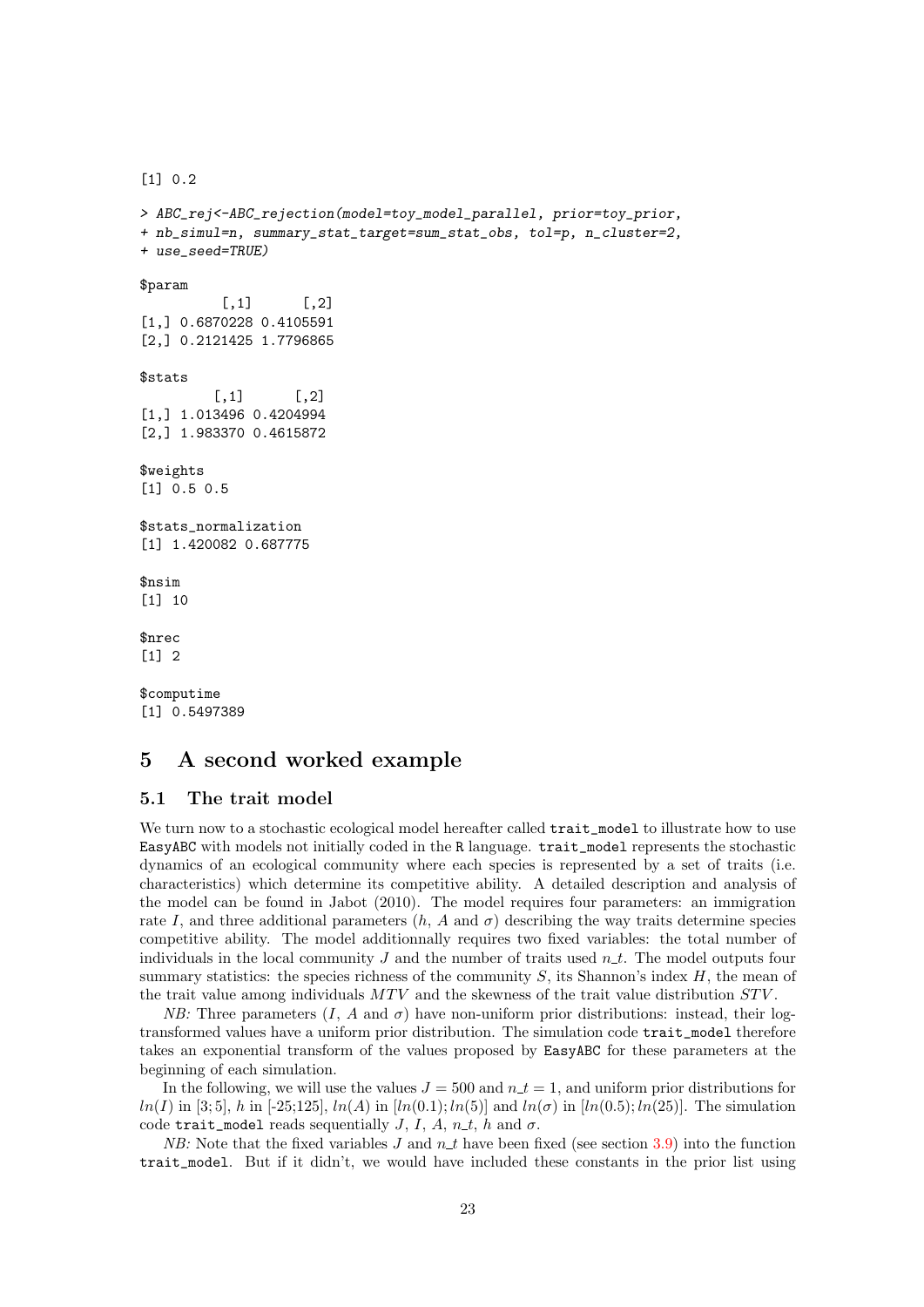```
[1] 0.2

> ABC_rej<-ABC_rejection(model=toy_model_parallel, prior=toy_prior,
+ nb_simul=n, summary_stat_target=sum_stat_obs, tol=p, n_cluster=2,
+ use_seed=TRUE)

$param
          [,1]      [,2]
[1,] 0.6870228 0.4105591
[2,] 0.2121425 1.7796865

$stats
         [,1]      [,2]
[1,] 1.013496 0.4204994
[2,] 1.983370 0.4615872

$weights
[1] 0.5 0.5

$stats_normalization
[1] 1.420082 0.687775

$nsim
[1] 10

$nrec
[1] 2

$computime
[1] 0.5497389
```

# 5 A second worked example

## 5.1 The trait model

We turn now to a stochastic ecological model hereafter called `trait_model` to illustrate how to use `EasyABC` with models not initially coded in the `R` language. `trait_model` represents the stochastic dynamics of an ecological community where each species is represented by a set of traits (i.e. characteristics) which determine its competitive ability. A detailed description and analysis of the model can be found in Jabot (2010). The model requires four parameters: an immigration rate $I$, and three additional parameters ($h$, $A$ and $\sigma$) describing the way traits determine species competitive ability. The model additionnally requires two fixed variables: the total number of individuals in the local community $J$ and the number of traits used $n\_t$. The model outputs four summary statistics: the species richness of the community $S$, its Shannon's index $H$, the mean of the trait value among individuals $MTV$ and the skewness of the trait value distribution $STV$.

*NB:* Three parameters ($I$, $A$ and $\sigma$) have non-uniform prior distributions: instead, their log-transformed values have a uniform prior distribution. The simulation code `trait_model` therefore takes an exponential transform of the values proposed by `EasyABC` for these parameters at the beginning of each simulation.

In the following, we will use the values $J = 500$ and $n\_t = 1$, and uniform prior distributions for $ln(I)$ in [3; 5], $h$ in [-25;125], $ln(A)$ in [$ln(0.1)$; $ln(5)$] and $ln(\sigma)$ in [$ln(0.5)$; $ln(25)$]. The simulation code `trait_model` reads sequentially $J$, $I$, $A$, $n\_t$, $h$ and $\sigma$.

*NB:* Note that the fixed variables $J$ and $n\_t$ have been fixed (see section 3.9) into the function `trait_model`. But if it didn't, we would have included these constants in the prior list using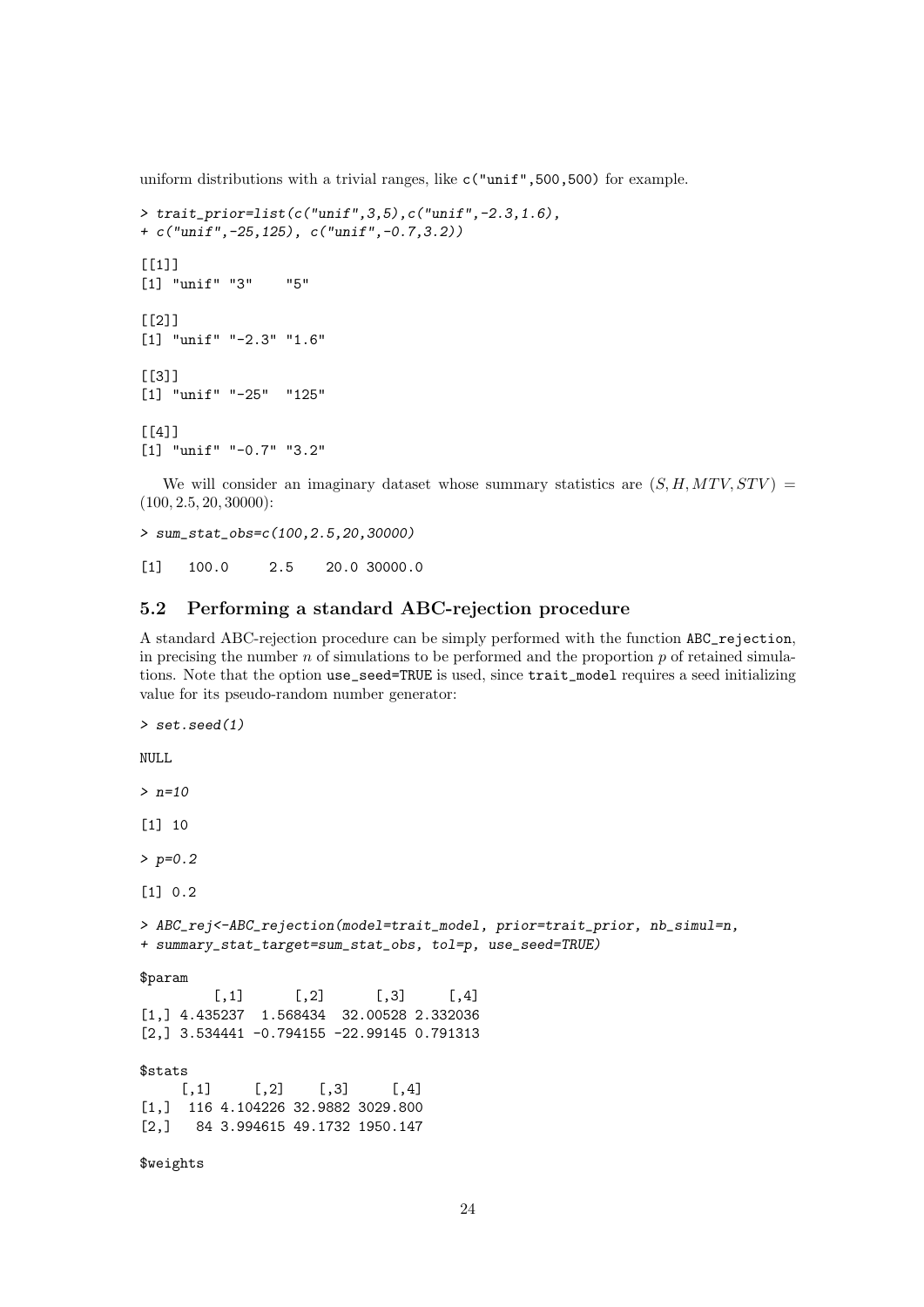uniform distributions with a trivial ranges, like `c("unif",500,500)` for example.

```
> trait_prior=list(c("unif",3,5),c("unif",-2.3,1.6),
+ c("unif",-25,125), c("unif",-0.7,3.2))

[[1]]
[1] "unif" "3"    "5"

[[2]]
[1] "unif" "-2.3" "1.6"

[[3]]
[1] "unif" "-25"  "125"

[[4]]
[1] "unif" "-0.7" "3.2"
```

We will consider an imaginary dataset whose summary statistics are $(S, H, MTV, STV) = (100, 2.5, 20, 30000)$:

```
> sum_stat_obs=c(100,2.5,20,30000)

[1]   100.0     2.5    20.0 30000.0
```

## 5.2 Performing a standard ABC-rejection procedure

A standard ABC-rejection procedure can be simply performed with the function `ABC_rejection`, in precising the number $n$ of simulations to be performed and the proportion $p$ of retained simulations. Note that the option `use_seed=TRUE` is used, since `trait_model` requires a seed initializing value for its pseudo-random number generator:

```
> set.seed(1)

NULL

> n=10

[1] 10

> p=0.2

[1] 0.2

> ABC_rej<-ABC_rejection(model=trait_model, prior=trait_prior, nb_simul=n,
+ summary_stat_target=sum_stat_obs, tol=p, use_seed=TRUE)

$param
         [,1]      [,2]      [,3]     [,4]
[1,] 4.435237  1.568434  32.00528 2.332036
[2,] 3.534441 -0.794155 -22.99145 0.791313

$stats
     [,1]     [,2]    [,3]     [,4]
[1,]  116 4.104226 32.9882 3029.800
[2,]   84 3.994615 49.1732 1950.147

$weights
```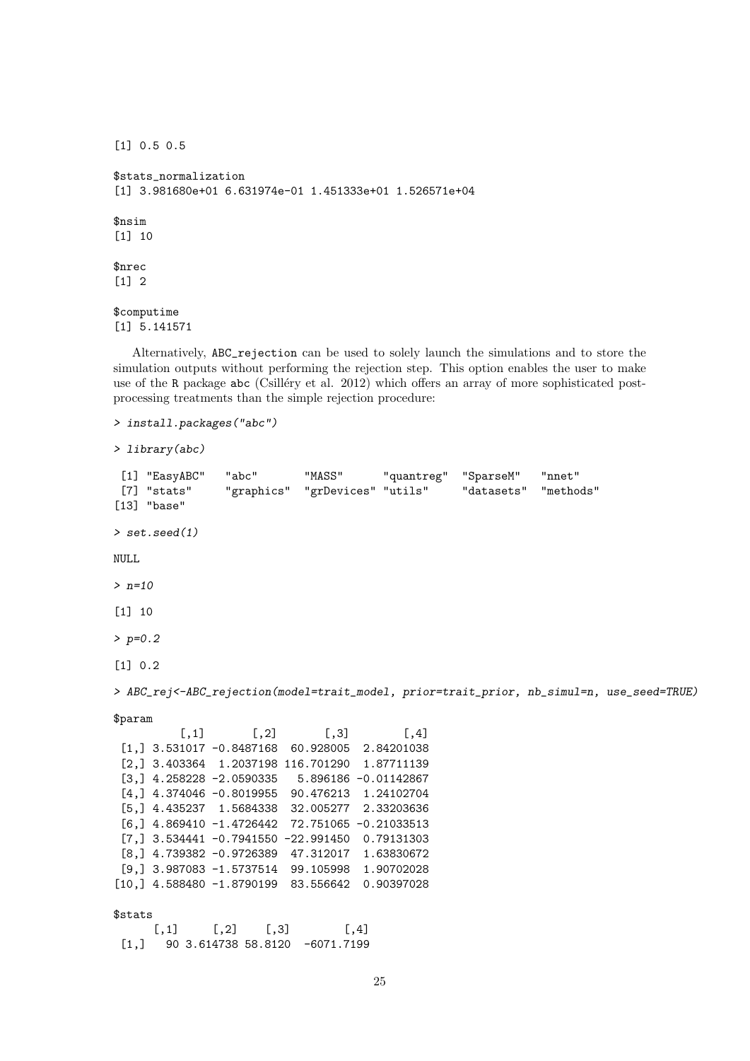```
[1] 0.5 0.5

$stats_normalization
[1] 3.981680e+01 6.631974e-01 1.451333e+01 1.526571e+04

$nsim
[1] 10

$nrec
[1] 2

$computime
[1] 5.141571
```

Alternatively, ABC_rejection can be used to solely launch the simulations and to store the simulation outputs without performing the rejection step. This option enables the user to make use of the R package abc (Csilléry et al. 2012) which offers an array of more sophisticated post-processing treatments than the simple rejection procedure:

```
> install.packages("abc")

> library(abc)

 [1] "EasyABC"   "abc"       "MASS"      "quantreg"  "SparseM"   "nnet"
 [7] "stats"     "graphics"  "grDevices" "utils"     "datasets"  "methods"
[13] "base"

> set.seed(1)

NULL

> n=10

[1] 10

> p=0.2

[1] 0.2

> ABC_rej<-ABC_rejection(model=trait_model, prior=trait_prior, nb_simul=n, use_seed=TRUE)

$param
          [,1]       [,2]       [,3]        [,4]
 [1,] 3.531017 -0.8487168  60.928005  2.84201038
 [2,] 3.403364  1.2037198 116.701290  1.87711139
 [3,] 4.258228 -2.0590335   5.896186 -0.01142867
 [4,] 4.374046 -0.8019955  90.476213  1.24102704
 [5,] 4.435237  1.5684338  32.005277  2.33203636
 [6,] 4.869410 -1.4726442  72.751065 -0.21033513
 [7,] 3.534441 -0.7941550 -22.991450  0.79131303
 [8,] 4.739382 -0.9726389  47.312017  1.63830672
 [9,] 3.987083 -1.5737514  99.105998  1.90702028
[10,] 4.588480 -1.8790199  83.556642  0.90397028

$stats
      [,1]     [,2]    [,3]        [,4]
 [1,]   90 3.614738 58.8120  -6071.7199
```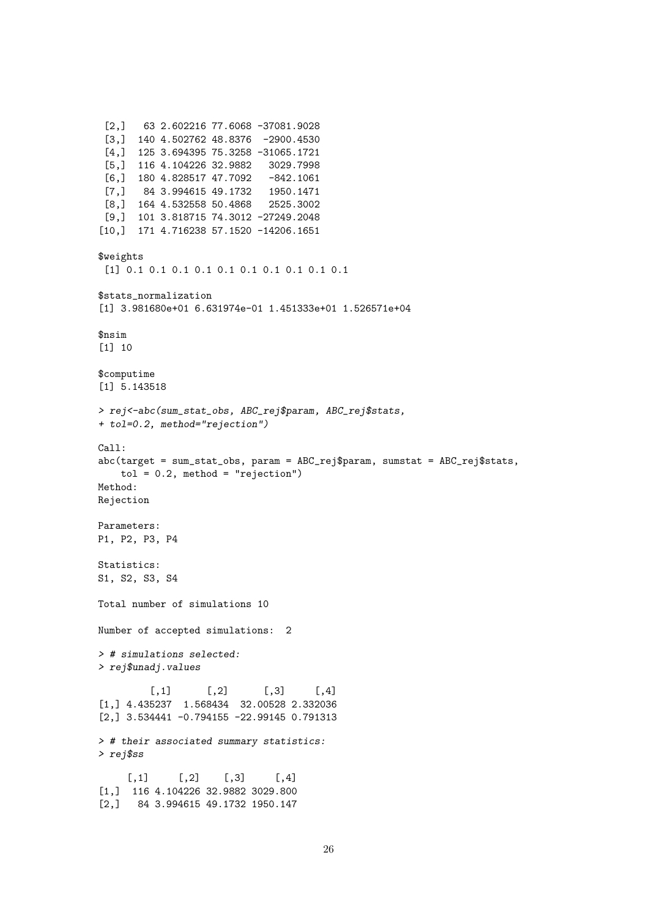```
 [2,]   63 2.602216 77.6068 -37081.9028
 [3,]  140 4.502762 48.8376  -2900.4530
 [4,]  125 3.694395 75.3258 -31065.1721
 [5,]  116 4.104226 32.9882   3029.7998
 [6,]  180 4.828517 47.7092   -842.1061
 [7,]   84 3.994615 49.1732   1950.1471
 [8,]  164 4.532558 50.4868   2525.3002
 [9,]  101 3.818715 74.3012 -27249.2048
[10,]  171 4.716238 57.1520 -14206.1651

$weights
 [1] 0.1 0.1 0.1 0.1 0.1 0.1 0.1 0.1 0.1 0.1

$stats_normalization
[1] 3.981680e+01 6.631974e-01 1.451333e+01 1.526571e+04

$nsim
[1] 10

$computime
[1] 5.143518

> rej<-abc(sum_stat_obs, ABC_rej$param, ABC_rej$stats,
+ tol=0.2, method="rejection")

Call:
abc(target = sum_stat_obs, param = ABC_rej$param, sumstat = ABC_rej$stats,
    tol = 0.2, method = "rejection")
Method:
Rejection

Parameters:
P1, P2, P3, P4

Statistics:
S1, S2, S3, S4

Total number of simulations 10

Number of accepted simulations:  2

> # simulations selected:
> rej$unadj.values

         [,1]      [,2]      [,3]     [,4]
[1,] 4.435237  1.568434  32.00528 2.332036
[2,] 3.534441 -0.794155 -22.99145 0.791313

> # their associated summary statistics:
> rej$ss

     [,1]     [,2]    [,3]     [,4]
[1,]  116 4.104226 32.9882 3029.800
[2,]   84 3.994615 49.1732 1950.147
```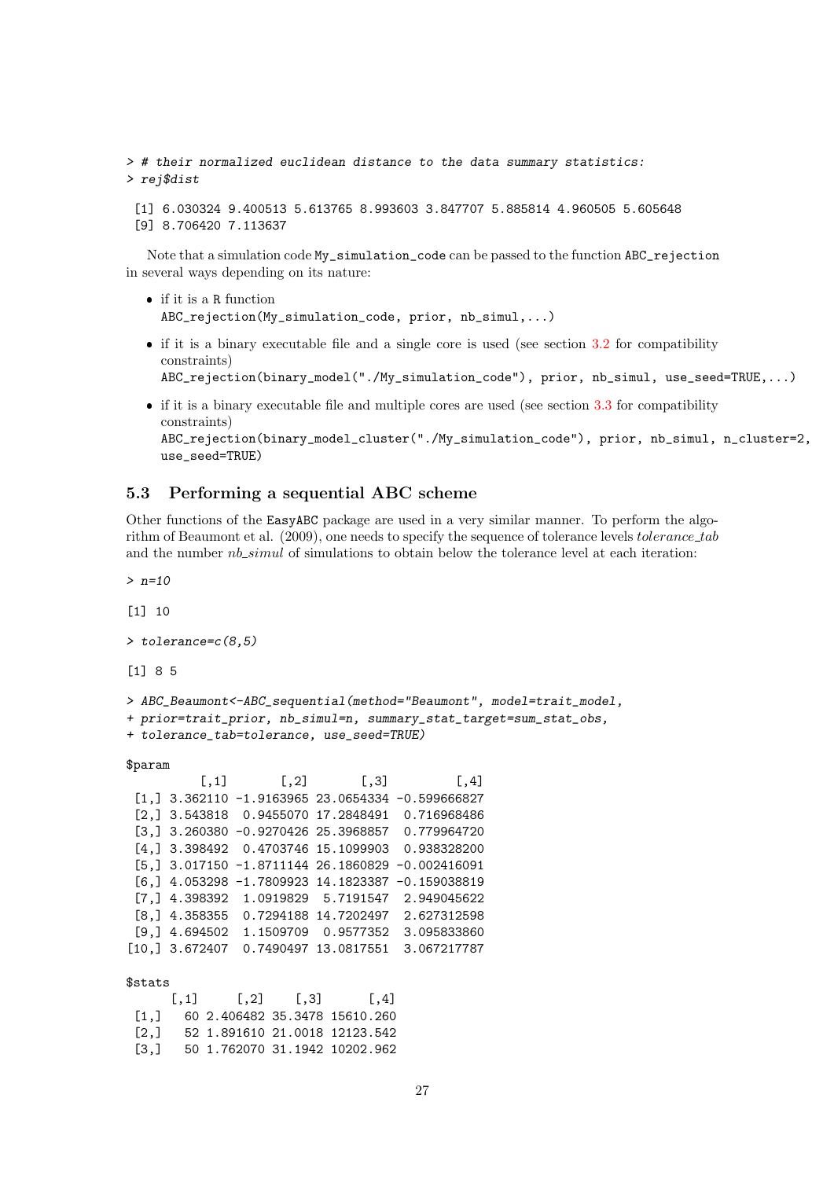```
> # their normalized euclidean distance to the data summary statistics:
> rej$dist

 [1] 6.030324 9.400513 5.613765 8.993603 3.847707 5.885814 4.960505 5.605648
 [9] 8.706420 7.113637
```

Note that a simulation code `My_simulation_code` can be passed to the function `ABC_rejection` in several ways depending on its nature:

- if it is a `R` function
  `ABC_rejection(My_simulation_code, prior, nb_simul,...)`
- if it is a binary executable file and a single core is used (see section 3.2 for compatibility constraints)
  `ABC_rejection(binary_model("./My_simulation_code"), prior, nb_simul, use_seed=TRUE,...)`
- if it is a binary executable file and multiple cores are used (see section 3.3 for compatibility constraints)
  `ABC_rejection(binary_model_cluster("./My_simulation_code"), prior, nb_simul, n_cluster=2, use_seed=TRUE)`

## 5.3 Performing a sequential ABC scheme

Other functions of the `EasyABC` package are used in a very similar manner. To perform the algorithm of Beaumont et al. (2009), one needs to specify the sequence of tolerance levels *tolerance_tab* and the number *nb_simul* of simulations to obtain below the tolerance level at each iteration:

```
> n=10

[1] 10

> tolerance=c(8,5)

[1] 8 5

> ABC_Beaumont<-ABC_sequential(method="Beaumont", model=trait_model,
+ prior=trait_prior, nb_simul=n, summary_stat_target=sum_stat_obs,
+ tolerance_tab=tolerance, use_seed=TRUE)

$param
          [,1]       [,2]       [,3]         [,4]
 [1,] 3.362110 -1.9163965 23.0654334 -0.599666827
 [2,] 3.543818  0.9455070 17.2848491  0.716968486
 [3,] 3.260380 -0.9270426 25.3968857  0.779964720
 [4,] 3.398492  0.4703746 15.1099903  0.938328200
 [5,] 3.017150 -1.8711144 26.1860829 -0.002416091
 [6,] 4.053298 -1.7809923 14.1823387 -0.159038819
 [7,] 4.398392  1.0919829  5.7191547  2.949045622
 [8,] 4.358355  0.7294188 14.7202497  2.627312598
 [9,] 4.694502  1.1509709  0.9577352  3.095833860
[10,] 3.672407  0.7490497 13.0817551  3.067217787

$stats
     [,1]     [,2]    [,3]      [,4]
 [1,]   60 2.406482 35.3478 15610.260
 [2,]   52 1.891610 21.0018 12123.542
 [3,]   50 1.762070 31.1942 10202.962
```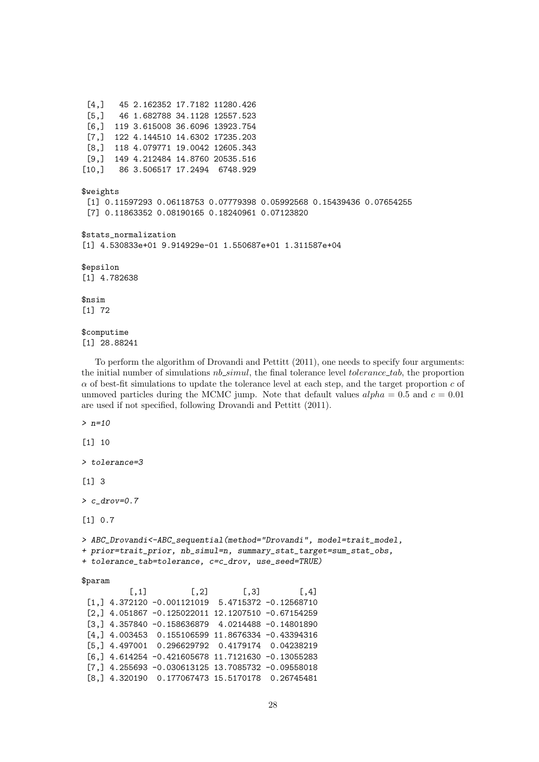```
 [4,]   45 2.162352 17.7182 11280.426
 [5,]   46 1.682788 34.1128 12557.523
 [6,]  119 3.615008 36.6096 13923.754
 [7,]  122 4.144510 14.6302 17235.203
 [8,]  118 4.079771 19.0042 12605.343
 [9,]  149 4.212484 14.8760 20535.516
[10,]   86 3.506517 17.2494  6748.929

$weights
 [1] 0.11597293 0.06118753 0.07779398 0.05992568 0.15439436 0.07654255
 [7] 0.11863352 0.08190165 0.18240961 0.07123820

$stats_normalization
[1] 4.530833e+01 9.914929e-01 1.550687e+01 1.311587e+04

$epsilon
[1] 4.782638

$nsim
[1] 72

$computime
[1] 28.88241
```

To perform the algorithm of Drovandi and Pettitt (2011), one needs to specify four arguments: the initial number of simulations *nb_simul*, the final tolerance level *tolerance_tab*, the proportion $\alpha$ of best-fit simulations to update the tolerance level at each step, and the target proportion $c$ of unmoved particles during the MCMC jump. Note that default values $alpha = 0.5$ and $c = 0.01$ are used if not specified, following Drovandi and Pettitt (2011).

```
> n=10

[1] 10

> tolerance=3

[1] 3

> c_drov=0.7

[1] 0.7

> ABC_Drovandi<-ABC_sequential(method="Drovandi", model=trait_model,
+ prior=trait_prior, nb_simul=n, summary_stat_target=sum_stat_obs,
+ tolerance_tab=tolerance, c=c_drov, use_seed=TRUE)

$param
         [,1]         [,2]       [,3]        [,4]
 [1,] 4.372120 -0.001121019  5.4715372 -0.12568710
 [2,] 4.051867 -0.125022011 12.1207510 -0.67154259
 [3,] 4.357840 -0.158636879  4.0214488 -0.14801890
 [4,] 4.003453  0.155106599 11.8676334 -0.43394316
 [5,] 4.497001  0.296629792  0.4179174  0.04238219
 [6,] 4.614254 -0.421605678 11.7121630 -0.13055283
 [7,] 4.255693 -0.030613125 13.7085732 -0.09558018
 [8,] 4.320190  0.177067473 15.5170178  0.26745481
```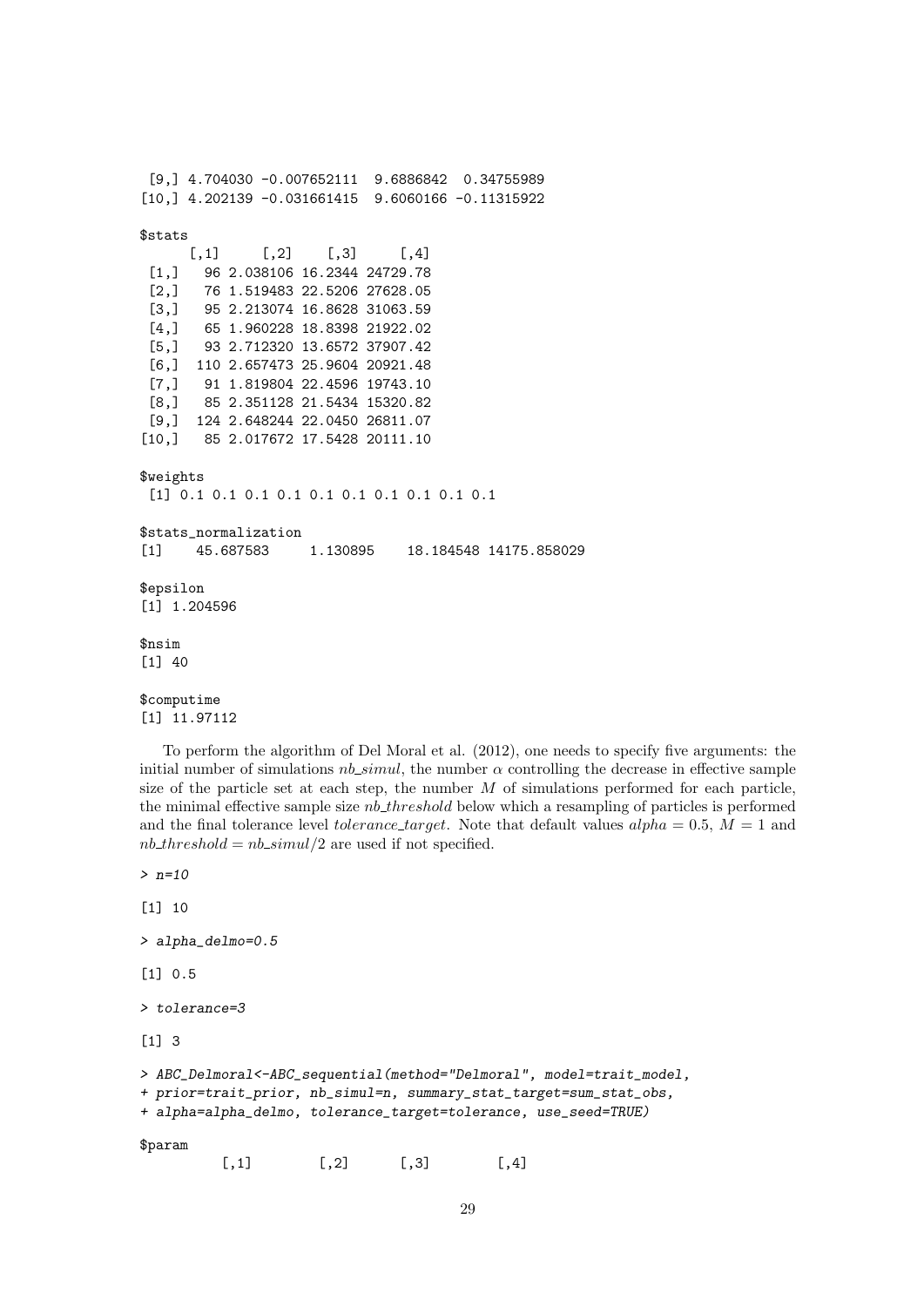```
 [9,] 4.704030 -0.007652111  9.6886842  0.34755989
[10,] 4.202139 -0.031661415  9.6060166 -0.11315922

$stats
      [,1]     [,2]    [,3]     [,4]
 [1,]   96 2.038106 16.2344 24729.78
 [2,]   76 1.519483 22.5206 27628.05
 [3,]   95 2.213074 16.8628 31063.59
 [4,]   65 1.960228 18.8398 21922.02
 [5,]   93 2.712320 13.6572 37907.42
 [6,]  110 2.657473 25.9604 20921.48
 [7,]   91 1.819804 22.4596 19743.10
 [8,]   85 2.351128 21.5434 15320.82
 [9,]  124 2.648244 22.0450 26811.07
[10,]   85 2.017672 17.5428 20111.10

$weights
 [1] 0.1 0.1 0.1 0.1 0.1 0.1 0.1 0.1 0.1 0.1

$stats_normalization
[1]    45.687583     1.130895    18.184548 14175.858029

$epsilon
[1] 1.204596

$nsim
[1] 40

$computime
[1] 11.97112
```

To perform the algorithm of Del Moral et al. (2012), one needs to specify five arguments: the initial number of simulations *nb_simul*, the number $\alpha$ controlling the decrease in effective sample size of the particle set at each step, the number $M$ of simulations performed for each particle, the minimal effective sample size *nb_threshold* below which a resampling of particles is performed and the final tolerance level *tolerance_target*. Note that default values $alpha = 0.5$, $M = 1$ and $nb\_threshold = nb\_simul/2$ are used if not specified.

```
> n=10

[1] 10

> alpha_delmo=0.5

[1] 0.5

> tolerance=3

[1] 3

> ABC_Delmoral<-ABC_sequential(method="Delmoral", model=trait_model,
+ prior=trait_prior, nb_simul=n, summary_stat_target=sum_stat_obs,
+ alpha=alpha_delmo, tolerance_target=tolerance, use_seed=TRUE)

$param
         [,1]        [,2]      [,3]        [,4]
```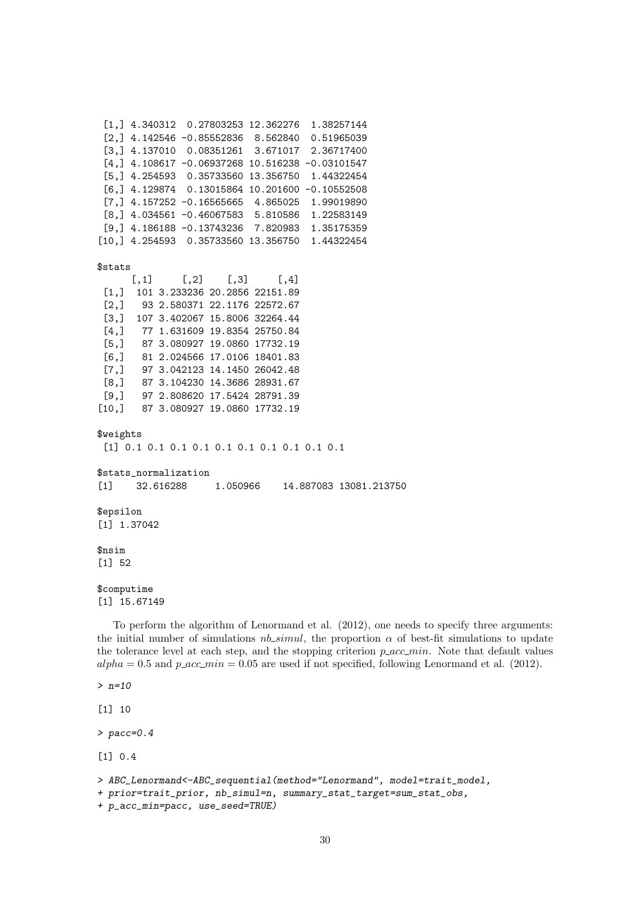```
 [1,] 4.340312  0.27803253 12.362276  1.38257144
 [2,] 4.142546 -0.85552836  8.562840  0.51965039
 [3,] 4.137010  0.08351261  3.671017  2.36717400
 [4,] 4.108617 -0.06937268 10.516238 -0.03101547
 [5,] 4.254593  0.35733560 13.356750  1.44322454
 [6,] 4.129874  0.13015864 10.201600 -0.10552508
 [7,] 4.157252 -0.16565665  4.865025  1.99019890
 [8,] 4.034561 -0.46067583  5.810586  1.22583149
 [9,] 4.186188 -0.13743236  7.820983  1.35175359
[10,] 4.254593  0.35733560 13.356750  1.44322454

$stats
      [,1]     [,2]    [,3]     [,4]
 [1,]  101 3.233236 20.2856 22151.89
 [2,]   93 2.580371 22.1176 22572.67
 [3,]  107 3.402067 15.8006 32264.44
 [4,]   77 1.631609 19.8354 25750.84
 [5,]   87 3.080927 19.0860 17732.19
 [6,]   81 2.024566 17.0106 18401.83
 [7,]   97 3.042123 14.1450 26042.48
 [8,]   87 3.104230 14.3686 28931.67
 [9,]   97 2.808620 17.5424 28791.39
[10,]   87 3.080927 19.0860 17732.19

$weights
 [1] 0.1 0.1 0.1 0.1 0.1 0.1 0.1 0.1 0.1 0.1

$stats_normalization
[1]    32.616288     1.050966    14.887083 13081.213750

$epsilon
[1] 1.37042

$nsim
[1] 52

$computime
[1] 15.67149
```

To perform the algorithm of Lenormand et al. (2012), one needs to specify three arguments: the initial number of simulations $nb\_simul$, the proportion $\alpha$ of best-fit simulations to update the tolerance level at each step, and the stopping criterion $p\_acc\_min$. Note that default values $alpha = 0.5$ and $p\_acc\_min = 0.05$ are used if not specified, following Lenormand et al. (2012).

```
> n=10

[1] 10

> pacc=0.4

[1] 0.4

> ABC_Lenormand<-ABC_sequential(method="Lenormand", model=trait_model,
+ prior=trait_prior, nb_simul=n, summary_stat_target=sum_stat_obs,
+ p_acc_min=pacc, use_seed=TRUE)
```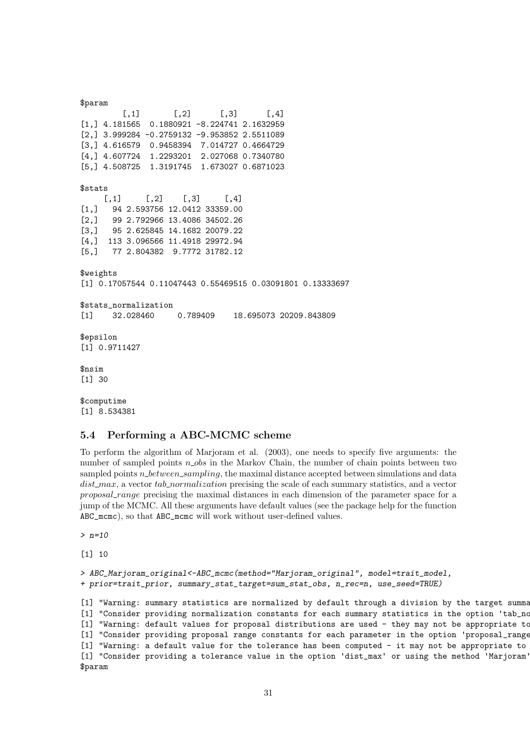```
$param
         [,1]       [,2]      [,3]      [,4]
[1,] 4.181565  0.1880921 -8.224741 2.1632959
[2,] 3.999284 -0.2759132 -9.953852 2.5511089
[3,] 4.616579  0.9458394  7.014727 0.4664729
[4,] 4.607724  1.2293201  2.027068 0.7340780
[5,] 4.508725  1.3191745  1.673027 0.6871023

$stats
     [,1]     [,2]    [,3]     [,4]
[1,]   94 2.593756 12.0412 33359.00
[2,]   99 2.792966 13.4086 34502.26
[3,]   95 2.625845 14.1682 20079.22
[4,]  113 3.096566 11.4918 29972.94
[5,]   77 2.804382  9.7772 31782.12

$weights
[1] 0.17057544 0.11047443 0.55469515 0.03091801 0.13333697

$stats_normalization
[1]    32.028460     0.789409    18.695073 20209.843809

$epsilon
[1] 0.9711427

$nsim
[1] 30

$computime
[1] 8.534381
```

### 5.4 Performing a ABC-MCMC scheme

To perform the algorithm of Marjoram et al. (2003), one needs to specify five arguments: the number of sampled points *n_obs* in the Markov Chain, the number of chain points between two sampled points *n_between_sampling*, the maximal distance accepted between simulations and data *dist_max*, a vector *tab_normalization* precising the scale of each summary statistics, and a vector *proposal_range* precising the maximal distances in each dimension of the parameter space for a jump of the MCMC. All these arguments have default values (see the package help for the function `ABC_mcmc`), so that `ABC_mcmc` will work without user-defined values.

```
> n=10

[1] 10

> ABC_Marjoram_original<-ABC_mcmc(method="Marjoram_original", model=trait_model,
+ prior=trait_prior, summary_stat_target=sum_stat_obs, n_rec=n, use_seed=TRUE)

[1] "Warning: summary statistics are normalized by default through a division by the target summa
[1] "Consider providing normalization constants for each summary statistics in the option 'tab_no
[1] "Warning: default values for proposal distributions are used - they may not be appropriate to
[1] "Consider providing proposal range constants for each parameter in the option 'proposal_range
[1] "Warning: a default value for the tolerance has been computed - it may not be appropriate to
[1] "Consider providing a tolerance value in the option 'dist_max' or using the method 'Marjoram'
$param
```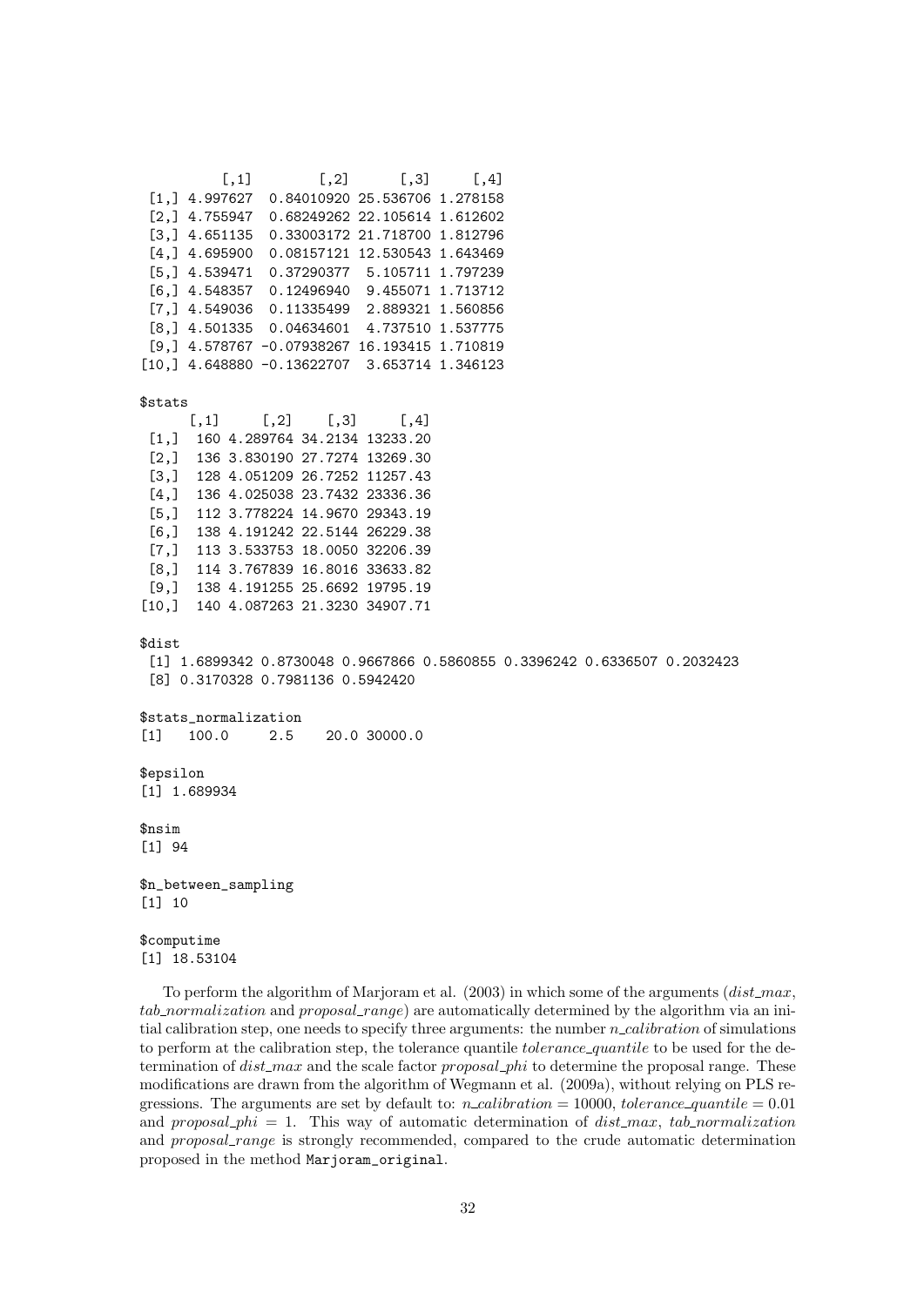```
          [,1]        [,2]      [,3]     [,4]
 [1,] 4.997627  0.84010920 25.536706 1.278158
 [2,] 4.755947  0.68249262 22.105614 1.612602
 [3,] 4.651135  0.33003172 21.718700 1.812796
 [4,] 4.695900  0.08157121 12.530543 1.643469
 [5,] 4.539471  0.37290377  5.105711 1.797239
 [6,] 4.548357  0.12496940  9.455071 1.713712
 [7,] 4.549036  0.11335499  2.889321 1.560856
 [8,] 4.501335  0.04634601  4.737510 1.537775
 [9,] 4.578767 -0.07938267 16.193415 1.710819
[10,] 4.648880 -0.13622707  3.653714 1.346123

$stats
      [,1]     [,2]    [,3]     [,4]
 [1,]  160 4.289764 34.2134 13233.20
 [2,]  136 3.830190 27.7274 13269.30
 [3,]  128 4.051209 26.7252 11257.43
 [4,]  136 4.025038 23.7432 23336.36
 [5,]  112 3.778224 14.9670 29343.19
 [6,]  138 4.191242 22.5144 26229.38
 [7,]  113 3.533753 18.0050 32206.39
 [8,]  114 3.767839 16.8016 33633.82
 [9,]  138 4.191255 25.6692 19795.19
[10,]  140 4.087263 21.3230 34907.71

$dist
 [1] 1.6899342 0.8730048 0.9667866 0.5860855 0.3396242 0.6336507 0.2032423
 [8] 0.3170328 0.7981136 0.5942420

$stats_normalization
[1]   100.0     2.5    20.0 30000.0

$epsilon
[1] 1.689934

$nsim
[1] 94

$n_between_sampling
[1] 10

$computime
[1] 18.53104
```

To perform the algorithm of Marjoram et al. (2003) in which some of the arguments (*dist_max*, *tab_normalization* and *proposal_range*) are automatically determined by the algorithm via an initial calibration step, one needs to specify three arguments: the number *n_calibration* of simulations to perform at the calibration step, the tolerance quantile *tolerance_quantile* to be used for the determination of *dist_max* and the scale factor *proposal_phi* to determine the proposal range. These modifications are drawn from the algorithm of Wegmann et al. (2009a), without relying on PLS regressions. The arguments are set by default to: *n_calibration* = 10000, *tolerance_quantile* = 0.01 and *proposal_phi* = 1. This way of automatic determination of *dist_max*, *tab_normalization* and *proposal_range* is strongly recommended, compared to the crude automatic determination proposed in the method `Marjoram_original`.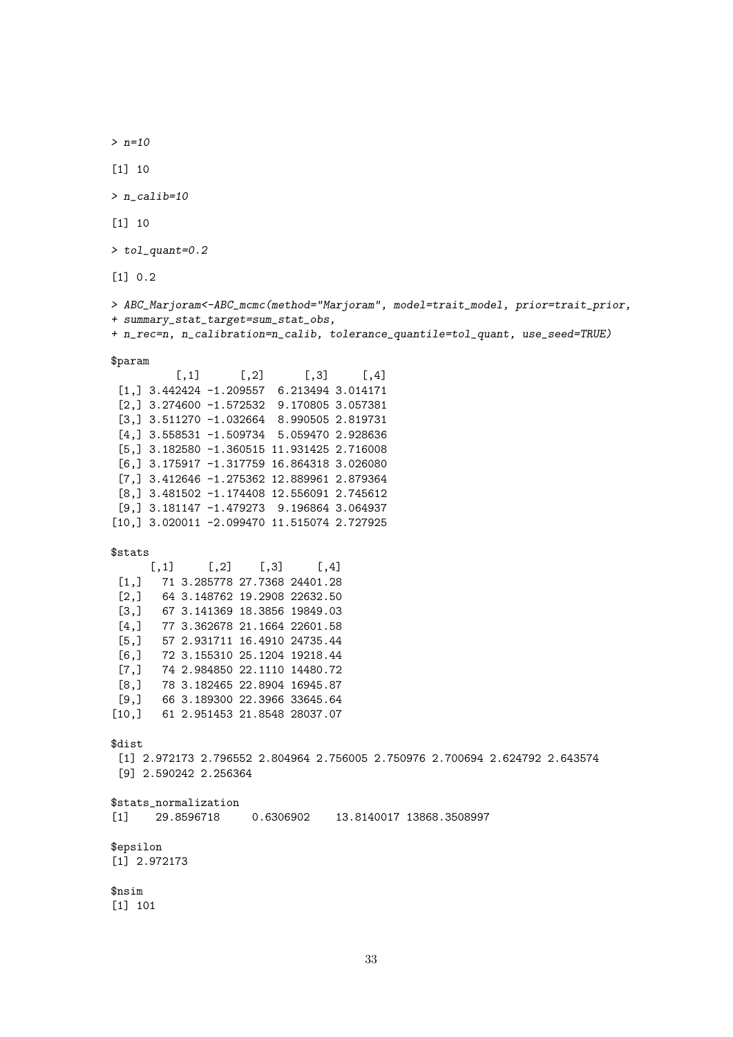```
> n=10

[1] 10

> n_calib=10

[1] 10

> tol_quant=0.2

[1] 0.2

> ABC_Marjoram<-ABC_mcmc(method="Marjoram", model=trait_model, prior=trait_prior,
+ summary_stat_target=sum_stat_obs,
+ n_rec=n, n_calibration=n_calib, tolerance_quantile=tol_quant, use_seed=TRUE)

$param
          [,1]      [,2]      [,3]     [,4]
 [1,] 3.442424 -1.209557  6.213494 3.014171
 [2,] 3.274600 -1.572532  9.170805 3.057381
 [3,] 3.511270 -1.032664  8.990505 2.819731
 [4,] 3.558531 -1.509734  5.059470 2.928636
 [5,] 3.182580 -1.360515 11.931425 2.716008
 [6,] 3.175917 -1.317759 16.864318 3.026080
 [7,] 3.412646 -1.275362 12.889961 2.879364
 [8,] 3.481502 -1.174408 12.556091 2.745612
 [9,] 3.181147 -1.479273  9.196864 3.064937
[10,] 3.020011 -2.099470 11.515074 2.727925

$stats
      [,1]     [,2]    [,3]     [,4]
 [1,]   71 3.285778 27.7368 24401.28
 [2,]   64 3.148762 19.2908 22632.50
 [3,]   67 3.141369 18.3856 19849.03
 [4,]   77 3.362678 21.1664 22601.58
 [5,]   57 2.931711 16.4910 24735.44
 [6,]   72 3.155310 25.1204 19218.44
 [7,]   74 2.984850 22.1110 14480.72
 [8,]   78 3.182465 22.8904 16945.87
 [9,]   66 3.189300 22.3966 33645.64
[10,]   61 2.951453 21.8548 28037.07

$dist
 [1] 2.972173 2.796552 2.804964 2.756005 2.750976 2.700694 2.624792 2.643574
 [9] 2.590242 2.256364

$stats_normalization
[1]    29.8596718     0.6306902    13.8140017 13868.3508997

$epsilon
[1] 2.972173

$nsim
[1] 101
```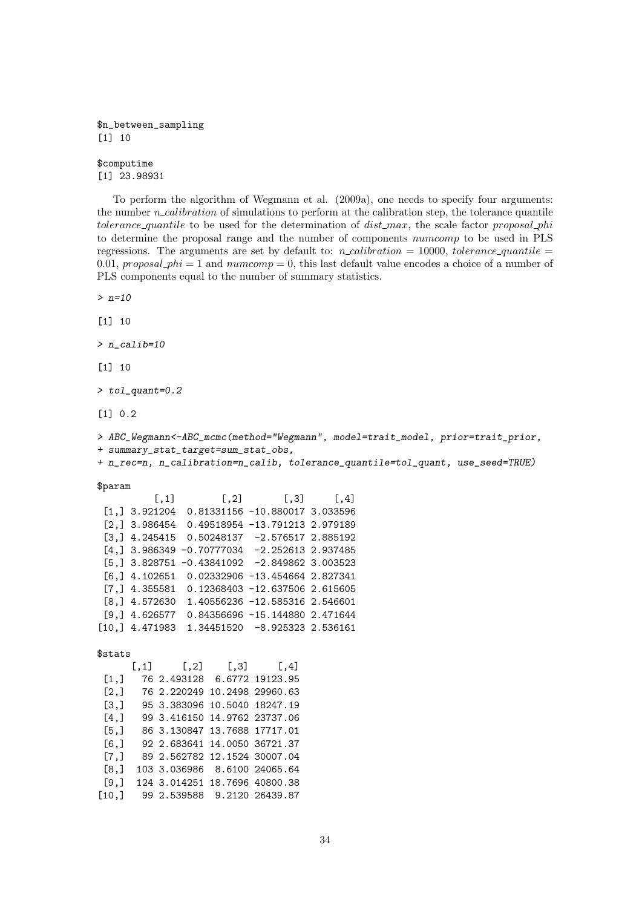```
$n_between_sampling
[1] 10

$computime
[1] 23.98931
```

To perform the algorithm of Wegmann et al. (2009a), one needs to specify four arguments: the number *n_calibration* of simulations to perform at the calibration step, the tolerance quantile *tolerance_quantile* to be used for the determination of *dist_max*, the scale factor *proposal_phi* to determine the proposal range and the number of components *numcomp* to be used in PLS regressions. The arguments are set by default to: *n_calibration* = 10000, *tolerance_quantile* = 0.01, *proposal_phi* = 1 and *numcomp* = 0, this last default value encodes a choice of a number of PLS components equal to the number of summary statistics.

```
> n=10

[1] 10

> n_calib=10

[1] 10

> tol_quant=0.2

[1] 0.2

> ABC_Wegmann<-ABC_mcmc(method="Wegmann", model=trait_model, prior=trait_prior,
+ summary_stat_target=sum_stat_obs,
+ n_rec=n, n_calibration=n_calib, tolerance_quantile=tol_quant, use_seed=TRUE)

$param
          [,1]        [,2]       [,3]     [,4]
 [1,] 3.921204  0.81331156 -10.880017 3.033596
 [2,] 3.986454  0.49518954 -13.791213 2.979189
 [3,] 4.245415  0.50248137  -2.576517 2.885192
 [4,] 3.986349 -0.70777034  -2.252613 2.937485
 [5,] 3.828751 -0.43841092  -2.849862 3.003523
 [6,] 4.102651  0.02332906 -13.454664 2.827341
 [7,] 4.355581  0.12368403 -12.637506 2.615605
 [8,] 4.572630  1.40556236 -12.585316 2.546601
 [9,] 4.626577  0.84356696 -15.144880 2.471644
[10,] 4.471983  1.34451520  -8.925323 2.536161

$stats
      [,1]     [,2]    [,3]     [,4]
 [1,]   76 2.493128  6.6772 19123.95
 [2,]   76 2.220249 10.2498 29960.63
 [3,]   95 3.383096 10.5040 18247.19
 [4,]   99 3.416150 14.9762 23737.06
 [5,]   86 3.130847 13.7688 17717.01
 [6,]   92 2.683641 14.0050 36721.37
 [7,]   89 2.562782 12.1524 30007.04
 [8,]  103 3.036986  8.6100 24065.64
 [9,]  124 3.014251 18.7696 40800.38
[10,]   99 2.539588  9.2120 26439.87
```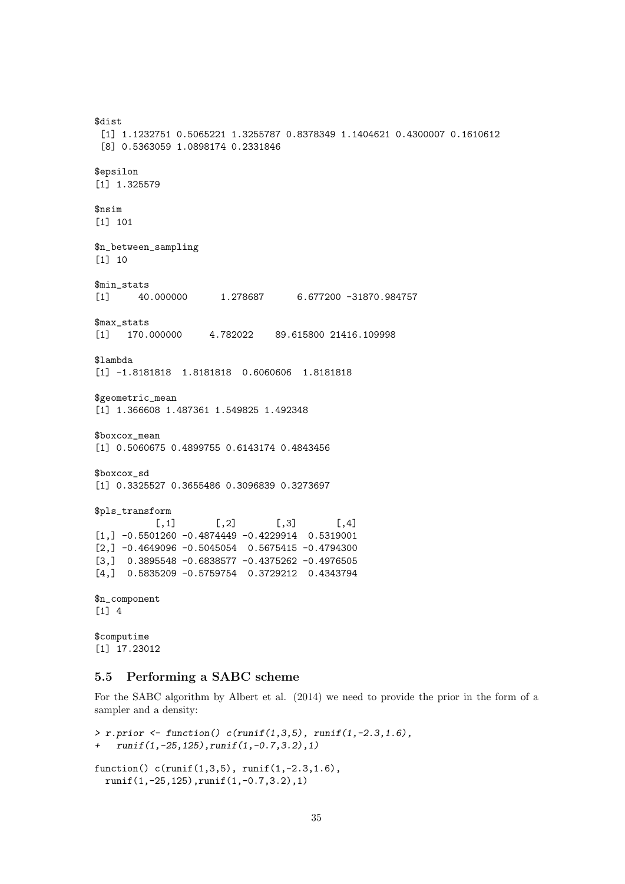```
$dist
 [1] 1.1232751 0.5065221 1.3255787 0.8378349 1.1404621 0.4300007 0.1610612
 [8] 0.5363059 1.0898174 0.2331846

$epsilon
[1] 1.325579

$nsim
[1] 101

$n_between_sampling
[1] 10

$min_stats
[1]     40.000000      1.278687      6.677200 -31870.984757

$max_stats
[1]   170.000000     4.782022    89.615800 21416.109998

$lambda
[1] -1.8181818  1.8181818  0.6060606  1.8181818

$geometric_mean
[1] 1.366608 1.487361 1.549825 1.492348

$boxcox_mean
[1] 0.5060675 0.4899755 0.6143174 0.4843456

$boxcox_sd
[1] 0.3325527 0.3655486 0.3096839 0.3273697

$pls_transform
           [,1]       [,2]       [,3]       [,4]
[1,] -0.5501260 -0.4874449 -0.4229914  0.5319001
[2,] -0.4649096 -0.5045054  0.5675415 -0.4794300
[3,]  0.3895548 -0.6838577 -0.4375262 -0.4976505
[4,]  0.5835209 -0.5759754  0.3729212  0.4343794

$n_component
[1] 4

$computime
[1] 17.23012
```

### 5.5 Performing a SABC scheme

For the SABC algorithm by Albert et al. (2014) we need to provide the prior in the form of a sampler and a density:

```
> r.prior <- function() c(runif(1,3,5), runif(1,-2.3,1.6),
+   runif(1,-25,125),runif(1,-0.7,3.2),1)

function() c(runif(1,3,5), runif(1,-2.3,1.6),
  runif(1,-25,125),runif(1,-0.7,3.2),1)
```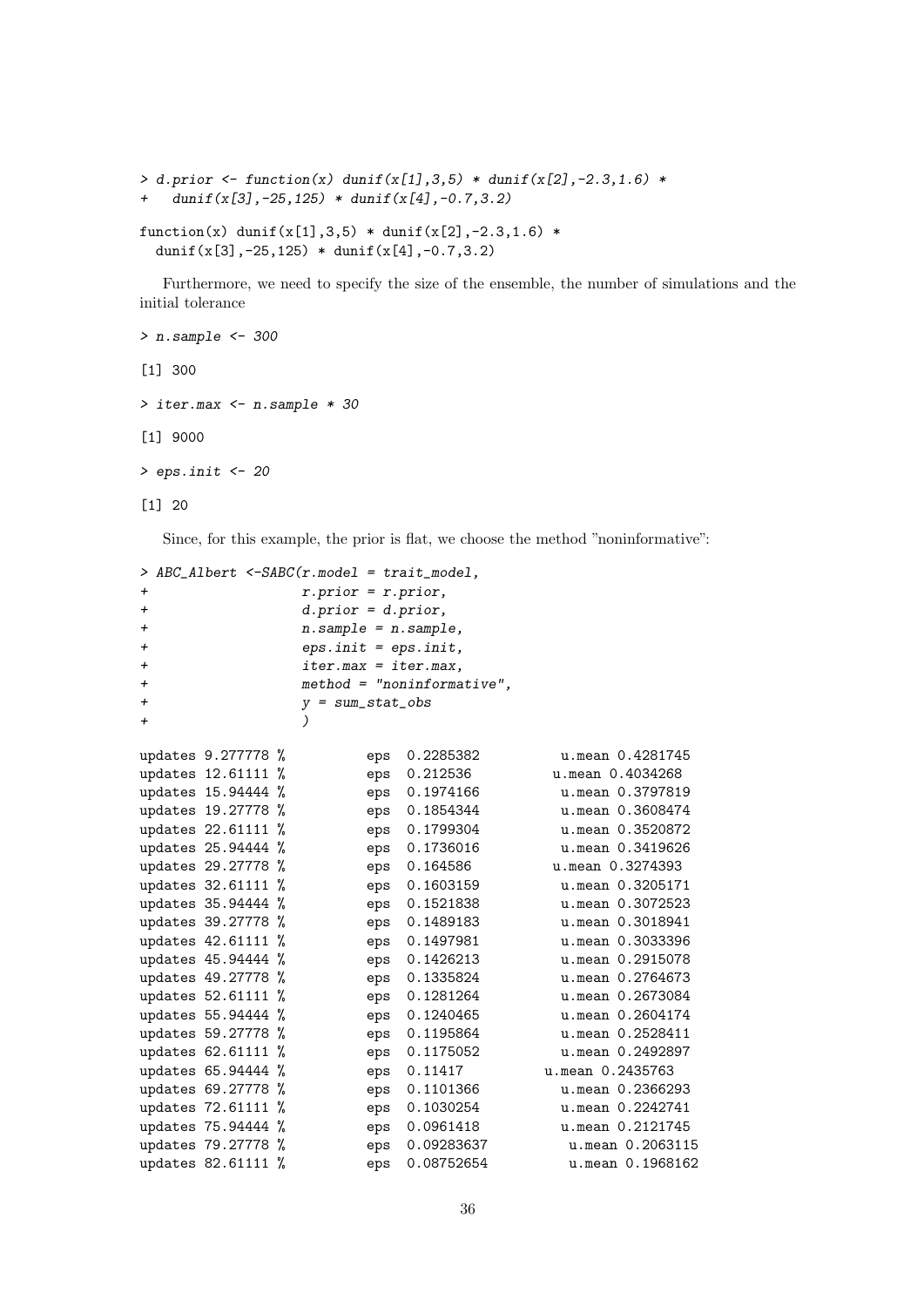```
> d.prior <- function(x) dunif(x[1],3,5) * dunif(x[2],-2.3,1.6) *
+   dunif(x[3],-25,125) * dunif(x[4],-0.7,3.2)

function(x) dunif(x[1],3,5) * dunif(x[2],-2.3,1.6) *
  dunif(x[3],-25,125) * dunif(x[4],-0.7,3.2)
```

Furthermore, we need to specify the size of the ensemble, the number of simulations and the initial tolerance

```
> n.sample <- 300

[1] 300

> iter.max <- n.sample * 30

[1] 9000

> eps.init <- 20

[1] 20
```

Since, for this example, the prior is flat, we choose the method "noninformative":

```
> ABC_Albert <-SABC(r.model = trait_model,
+                   r.prior = r.prior,
+                   d.prior = d.prior,
+                   n.sample = n.sample,
+                   eps.init = eps.init,
+                   iter.max = iter.max,
+                   method = "noninformative",
+                   y = sum_stat_obs
+                   )

updates 9.277778 %          eps  0.2285382          u.mean 0.4281745
updates 12.61111 %          eps  0.212536          u.mean 0.4034268
updates 15.94444 %          eps  0.1974166          u.mean 0.3797819
updates 19.27778 %          eps  0.1854344          u.mean 0.3608474
updates 22.61111 %          eps  0.1799304          u.mean 0.3520872
updates 25.94444 %          eps  0.1736016          u.mean 0.3419626
updates 29.27778 %          eps  0.164586          u.mean 0.3274393
updates 32.61111 %          eps  0.1603159          u.mean 0.3205171
updates 35.94444 %          eps  0.1521838          u.mean 0.3072523
updates 39.27778 %          eps  0.1489183          u.mean 0.3018941
updates 42.61111 %          eps  0.1497981          u.mean 0.3033396
updates 45.94444 %          eps  0.1426213          u.mean 0.2915078
updates 49.27778 %          eps  0.1335824          u.mean 0.2764673
updates 52.61111 %          eps  0.1281264          u.mean 0.2673084
updates 55.94444 %          eps  0.1240465          u.mean 0.2604174
updates 59.27778 %          eps  0.1195864          u.mean 0.2528411
updates 62.61111 %          eps  0.1175052          u.mean 0.2492897
updates 65.94444 %          eps  0.11417          u.mean 0.2435763
updates 69.27778 %          eps  0.1101366          u.mean 0.2366293
updates 72.61111 %          eps  0.1030254          u.mean 0.2242741
updates 75.94444 %          eps  0.0961418          u.mean 0.2121745
updates 79.27778 %          eps  0.09283637          u.mean 0.2063115
updates 82.61111 %          eps  0.08752654          u.mean 0.1968162
```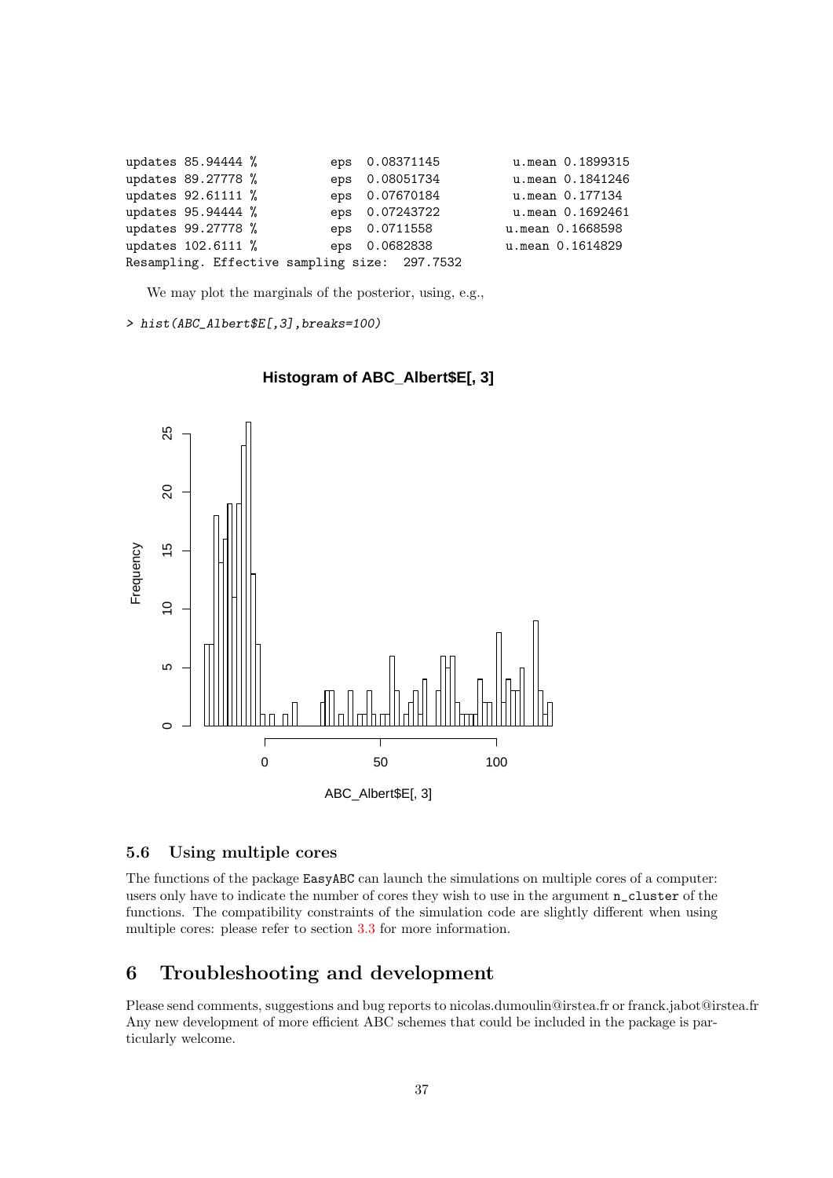```
updates 85.94444 %          eps  0.08371145          u.mean 0.1899315
updates 89.27778 %          eps  0.08051734          u.mean 0.1841246
updates 92.61111 %          eps  0.07670184          u.mean 0.177134
updates 95.94444 %          eps  0.07243722          u.mean 0.1692461
updates 99.27778 %          eps  0.0711558          u.mean 0.1668598
updates 102.6111 %          eps  0.0682838          u.mean 0.1614829
Resampling. Effective sampling size:  297.7532
```

We may plot the marginals of the posterior, using, e.g.,

```
> hist(ABC_Albert$E[,3],breaks=100)
```

Histogram of ABC_Albert$E[, 3]

Frequency

0
5
10
15
20
25

0
50
100

ABC_Albert$E[, 3]

### 5.6 Using multiple cores

The functions of the package EasyABC can launch the simulations on multiple cores of a computer: users only have to indicate the number of cores they wish to use in the argument n_cluster of the functions. The compatibility constraints of the simulation code are slightly different when using multiple cores: please refer to section 3.3 for more information.

## 6 Troubleshooting and development

Please send comments, suggestions and bug reports to nicolas.dumoulin@irstea.fr or franck.jabot@irstea.fr Any new development of more efficient ABC schemes that could be included in the package is particularly welcome.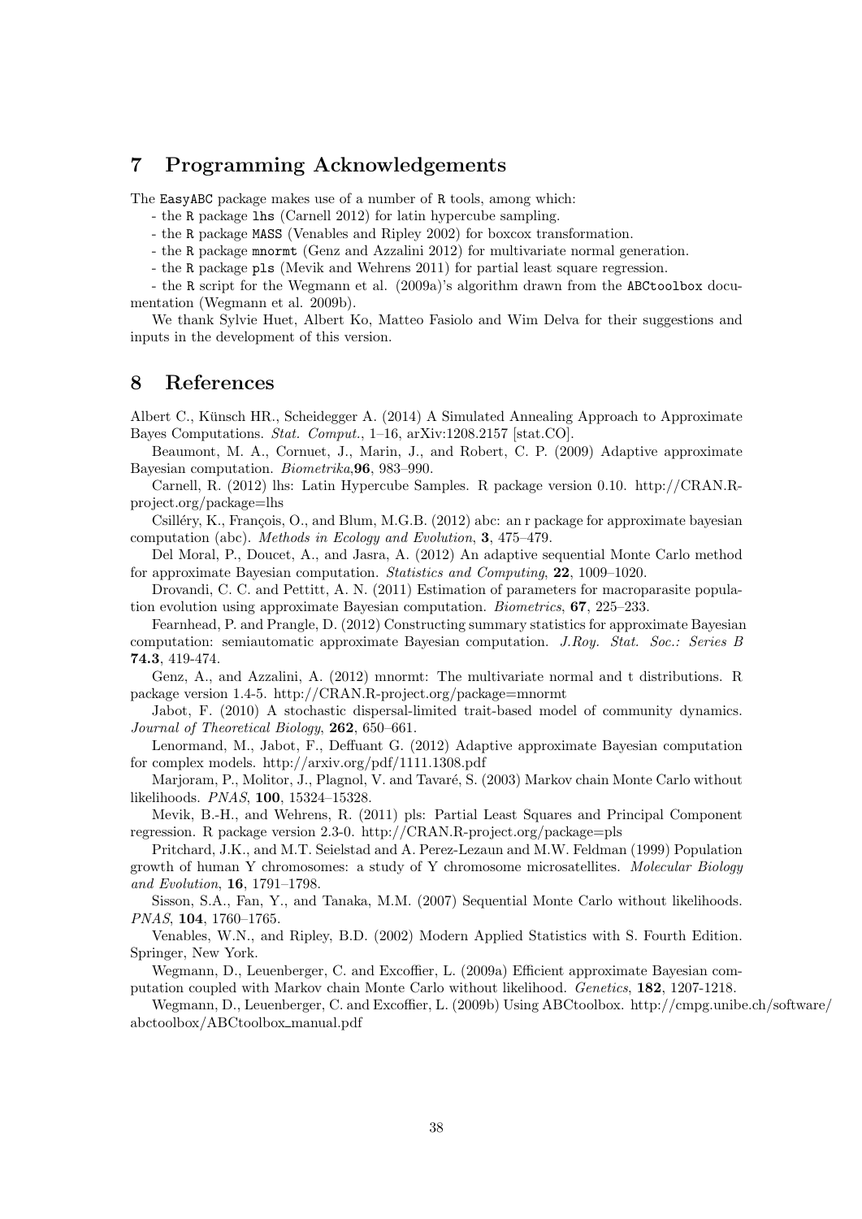## 7 Programming Acknowledgements

The EasyABC package makes use of a number of R tools, among which:

- the R package lhs (Carnell 2012) for latin hypercube sampling.
- the R package MASS (Venables and Ripley 2002) for boxcox transformation.
- the R package mnormt (Genz and Azzalini 2012) for multivariate normal generation.
- the R package pls (Mevik and Wehrens 2011) for partial least square regression.
- the R script for the Wegmann et al. (2009a)'s algorithm drawn from the ABCtoolbox documentation (Wegmann et al. 2009b).

We thank Sylvie Huet, Albert Ko, Matteo Fasiolo and Wim Delva for their suggestions and inputs in the development of this version.

## 8 References

Albert C., Künsch HR., Scheidegger A. (2014) A Simulated Annealing Approach to Approximate Bayes Computations. *Stat. Comput.*, 1–16, arXiv:1208.2157 [stat.CO].

Beaumont, M. A., Cornuet, J., Marin, J., and Robert, C. P. (2009) Adaptive approximate Bayesian computation. *Biometrika*,**96**, 983–990.

Carnell, R. (2012) lhs: Latin Hypercube Samples. R package version 0.10. http://CRAN.R-project.org/package=lhs

Csilléry, K., François, O., and Blum, M.G.B. (2012) abc: an r package for approximate bayesian computation (abc). *Methods in Ecology and Evolution*, **3**, 475–479.

Del Moral, P., Doucet, A., and Jasra, A. (2012) An adaptive sequential Monte Carlo method for approximate Bayesian computation. *Statistics and Computing*, **22**, 1009–1020.

Drovandi, C. C. and Pettitt, A. N. (2011) Estimation of parameters for macroparasite population evolution using approximate Bayesian computation. *Biometrics*, **67**, 225–233.

Fearnhead, P. and Prangle, D. (2012) Constructing summary statistics for approximate Bayesian computation: semiautomatic approximate Bayesian computation. *J.Roy. Stat. Soc.: Series B* **74.3**, 419-474.

Genz, A., and Azzalini, A. (2012) mnormt: The multivariate normal and t distributions. R package version 1.4-5. http://CRAN.R-project.org/package=mnormt

Jabot, F. (2010) A stochastic dispersal-limited trait-based model of community dynamics. *Journal of Theoretical Biology*, **262**, 650–661.

Lenormand, M., Jabot, F., Deffuant G. (2012) Adaptive approximate Bayesian computation for complex models. http://arxiv.org/pdf/1111.1308.pdf

Marjoram, P., Molitor, J., Plagnol, V. and Tavaré, S. (2003) Markov chain Monte Carlo without likelihoods. *PNAS*, **100**, 15324–15328.

Mevik, B.-H., and Wehrens, R. (2011) pls: Partial Least Squares and Principal Component regression. R package version 2.3-0. http://CRAN.R-project.org/package=pls

Pritchard, J.K., and M.T. Seielstad and A. Perez-Lezaun and M.W. Feldman (1999) Population growth of human Y chromosomes: a study of Y chromosome microsatellites. *Molecular Biology and Evolution*, **16**, 1791–1798.

Sisson, S.A., Fan, Y., and Tanaka, M.M. (2007) Sequential Monte Carlo without likelihoods. *PNAS*, **104**, 1760–1765.

Venables, W.N., and Ripley, B.D. (2002) Modern Applied Statistics with S. Fourth Edition. Springer, New York.

Wegmann, D., Leuenberger, C. and Excoffier, L. (2009a) Efficient approximate Bayesian computation coupled with Markov chain Monte Carlo without likelihood. *Genetics*, **182**, 1207-1218.

Wegmann, D., Leuenberger, C. and Excoffier, L. (2009b) Using ABCtoolbox. http://cmpg.unibe.ch/software/abctoolbox/ABCtoolbox_manual.pdf